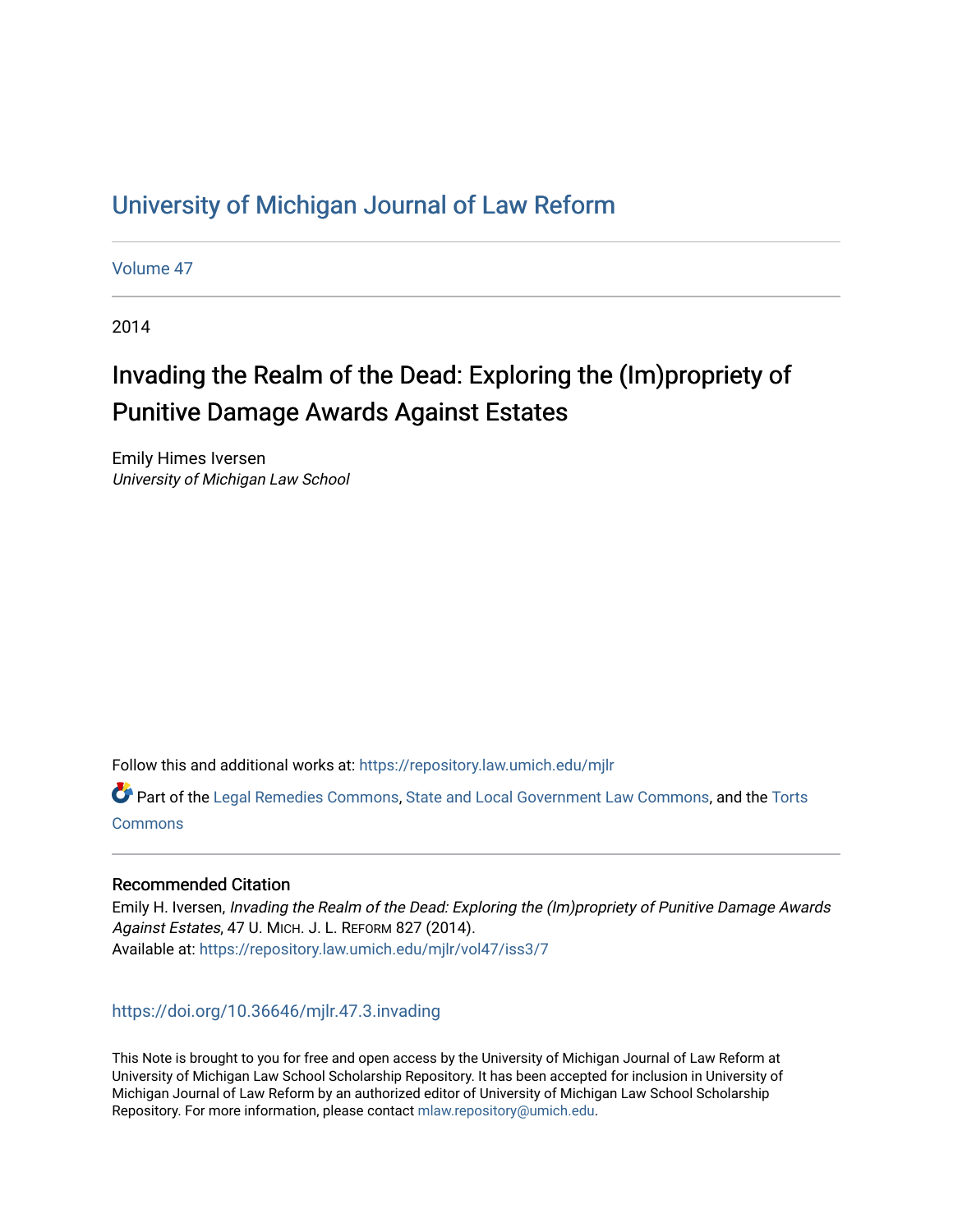# University of Michigan Journal of Law Reform

Volume 47

2014

## Invading the Realm of the Dead: Exploring the (Im)propriety of Punitive Damage Awards Against Estates

Emily Himes Iversen
*University of Michigan Law School*

Follow this and additional works at: https://repository.law.umich.edu/mjlr

Part of the Legal Remedies Commons, State and Local Government Law Commons, and the Torts Commons

### Recommended Citation

Emily H. Iversen, *Invading the Realm of the Dead: Exploring the (Im)propriety of Punitive Damage Awards Against Estates*, 47 U. MICH. J. L. REFORM 827 (2014).
Available at: https://repository.law.umich.edu/mjlr/vol47/iss3/7

https://doi.org/10.36646/mjlr.47.3.invading

This Note is brought to you for free and open access by the University of Michigan Journal of Law Reform at University of Michigan Law School Scholarship Repository. It has been accepted for inclusion in University of Michigan Journal of Law Reform by an authorized editor of University of Michigan Law School Scholarship Repository. For more information, please contact mlaw.repository@umich.edu.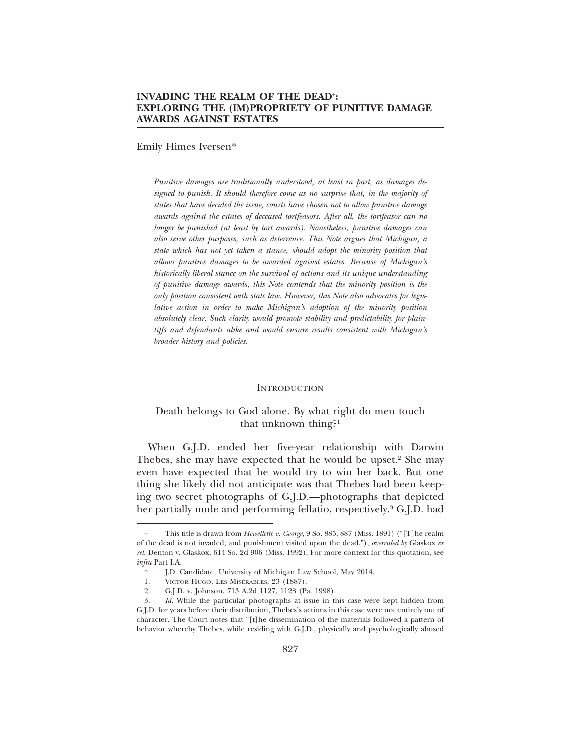# INVADING THE REALM OF THE DEAD[+]: EXPLORING THE (IM)PROPRIETY OF PUNITIVE DAMAGE AWARDS AGAINST ESTATES

Emily Himes Iversen*

*Punitive damages are traditionally understood, at least in part, as damages designed to punish. It should therefore come as no surprise that, in the majority of states that have decided the issue, courts have chosen not to allow punitive damage awards against the estates of deceased tortfeasors. After all, the tortfeasor can no longer be punished (at least by tort awards). Nonetheless, punitive damages can also serve other purposes, such as deterrence. This Note argues that Michigan, a state which has not yet taken a stance, should adopt the minority position that allows punitive damages to be awarded against estates. Because of Michigan's historically liberal stance on the survival of actions and its unique understanding of punitive damage awards, this Note contends that the minority position is the only position consistent with state law. However, this Note also advocates for legislative action in order to make Michigan's adoption of the minority position absolutely clear. Such clarity would promote stability and predictability for plaintiffs and defendants alike and would ensure results consistent with Michigan's broader history and policies.*

## Introduction

Death belongs to God alone. By what right do men touch that unknown thing?[1]

When G.J.D. ended her five-year relationship with Darwin Thebes, she may have expected that he would be upset.[2] She may even have expected that he would try to win her back. But one thing she likely did not anticipate was that Thebes had been keeping two secret photographs of G.J.D.—photographs that depicted her partially nude and performing fellatio, respectively.[3] G.J.D. had

---

\+ This title is drawn from *Hewellette v. George*, 9 So. 885, 887 (Miss. 1891) ("[T]he realm of the dead is not invaded, and punishment visited upon the dead."), *overruled by* Glaskox *ex rel.* Denton v. Glaskox, 614 So. 2d 906 (Miss. 1992). For more context for this quotation, see *infra* Part I.A.

\* J.D. Candidate, University of Michigan Law School, May 2014.

1. Victor Hugo, Les Misérables, 23 (1887).

2. G.J.D. v. Johnson, 713 A.2d 1127, 1128 (Pa. 1998).

3. *Id.* While the particular photographs at issue in this case were kept hidden from G.J.D. for years before their distribution, Thebes's actions in this case were not entirely out of character. The Court notes that "[t]he dissemination of the materials followed a pattern of behavior whereby Thebes, while residing with G.J.D., physically and psychologically abused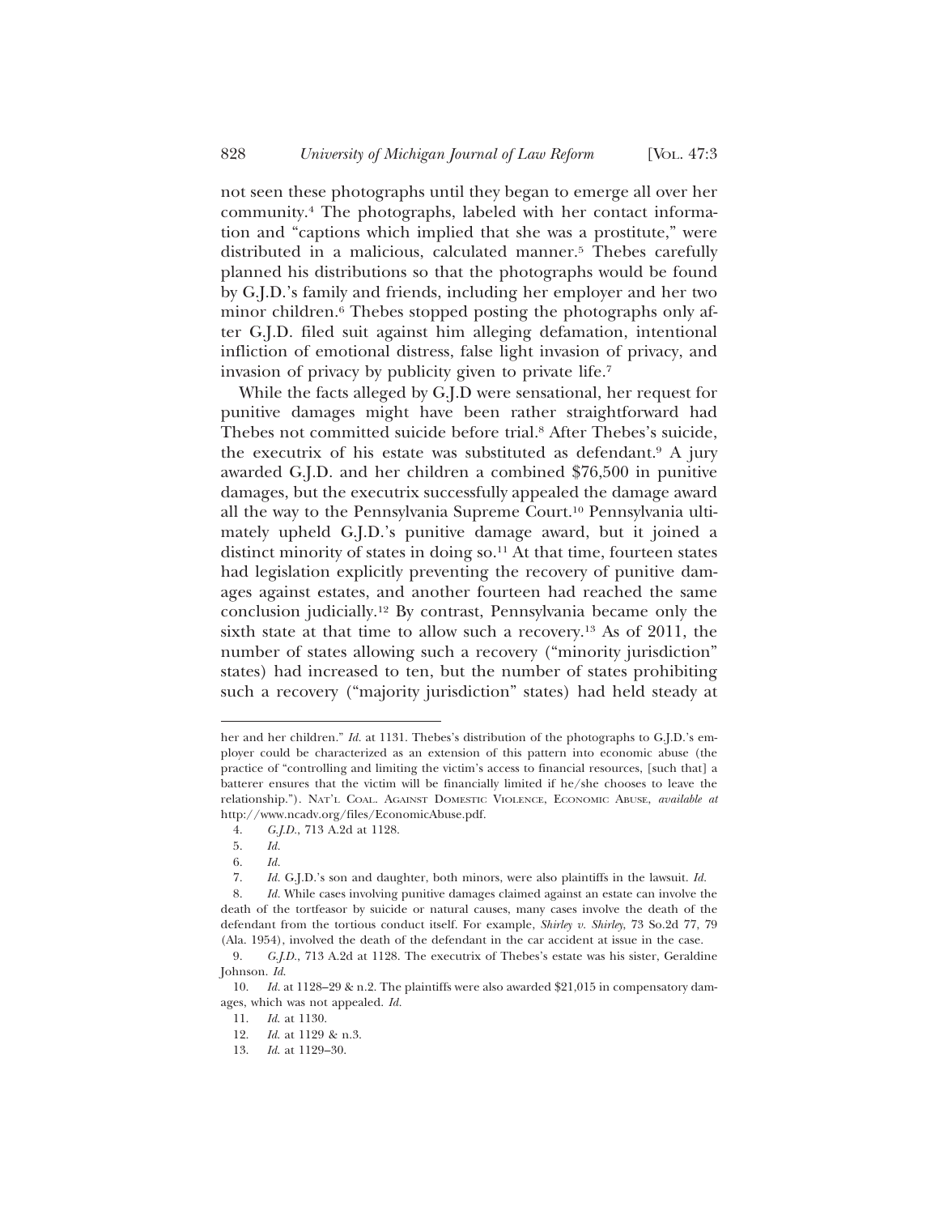not seen these photographs until they began to emerge all over her community.[4] The photographs, labeled with her contact information and "captions which implied that she was a prostitute," were distributed in a malicious, calculated manner.[5] Thebes carefully planned his distributions so that the photographs would be found by G.J.D.'s family and friends, including her employer and her two minor children.[6] Thebes stopped posting the photographs only after G.J.D. filed suit against him alleging defamation, intentional infliction of emotional distress, false light invasion of privacy, and invasion of privacy by publicity given to private life.[7]

While the facts alleged by G.J.D were sensational, her request for punitive damages might have been rather straightforward had Thebes not committed suicide before trial.[8] After Thebes's suicide, the executrix of his estate was substituted as defendant.[9] A jury awarded G.J.D. and her children a combined $76,500 in punitive damages, but the executrix successfully appealed the damage award all the way to the Pennsylvania Supreme Court.[10] Pennsylvania ultimately upheld G.J.D.'s punitive damage award, but it joined a distinct minority of states in doing so.[11] At that time, fourteen states had legislation explicitly preventing the recovery of punitive damages against estates, and another fourteen had reached the same conclusion judicially.[12] By contrast, Pennsylvania became only the sixth state at that time to allow such a recovery.[13] As of 2011, the number of states allowing such a recovery ("minority jurisdiction" states) had increased to ten, but the number of states prohibiting such a recovery ("majority jurisdiction" states) had held steady at

---

her and her children." *Id.* at 1131. Thebes's distribution of the photographs to G.J.D.'s employer could be characterized as an extension of this pattern into economic abuse (the practice of "controlling and limiting the victim's access to financial resources, [such that] a batterer ensures that the victim will be financially limited if he/she chooses to leave the relationship."). NAT'L COAL. AGAINST DOMESTIC VIOLENCE, ECONOMIC ABUSE, *available at* http://www.ncadv.org/files/EconomicAbuse.pdf.

4. *G.J.D.*, 713 A.2d at 1128.

5. *Id.*

6. *Id.*

7. *Id.* G.J.D.'s son and daughter, both minors, were also plaintiffs in the lawsuit. *Id.*

8. *Id.* While cases involving punitive damages claimed against an estate can involve the death of the tortfeasor by suicide or natural causes, many cases involve the death of the defendant from the tortious conduct itself. For example, *Shirley v. Shirley*, 73 So.2d 77, 79 (Ala. 1954), involved the death of the defendant in the car accident at issue in the case.

9. *G.J.D.*, 713 A.2d at 1128. The executrix of Thebes's estate was his sister, Geraldine Johnson. *Id.*

10. *Id.* at 1128–29 & n.2. The plaintiffs were also awarded $21,015 in compensatory damages, which was not appealed. *Id.*

11. *Id.* at 1130.

12. *Id.* at 1129 & n.3.

13. *Id.* at 1129–30.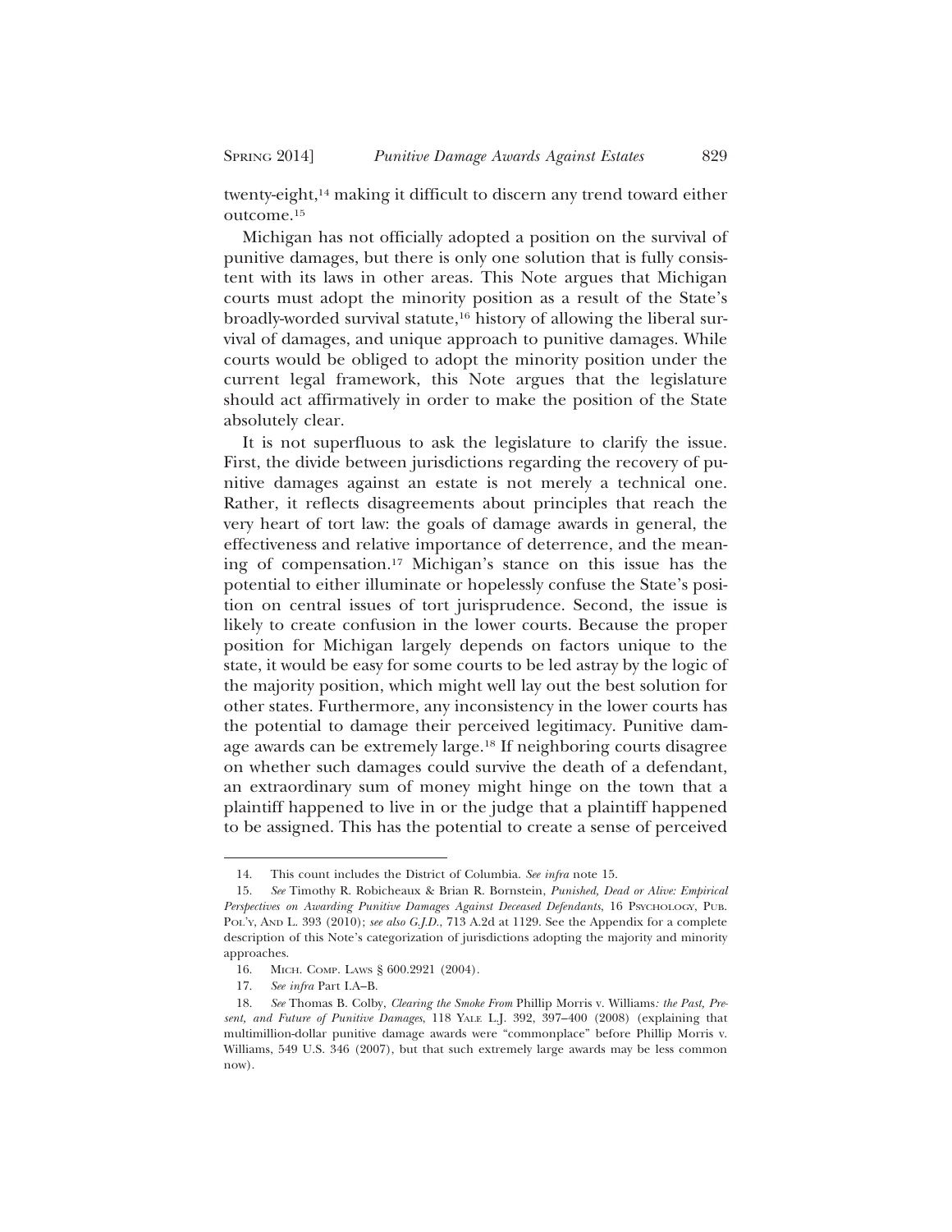twenty-eight,[14] making it difficult to discern any trend toward either outcome.[15]

Michigan has not officially adopted a position on the survival of punitive damages, but there is only one solution that is fully consistent with its laws in other areas. This Note argues that Michigan courts must adopt the minority position as a result of the State's broadly-worded survival statute,[16] history of allowing the liberal survival of damages, and unique approach to punitive damages. While courts would be obliged to adopt the minority position under the current legal framework, this Note argues that the legislature should act affirmatively in order to make the position of the State absolutely clear.

It is not superfluous to ask the legislature to clarify the issue. First, the divide between jurisdictions regarding the recovery of punitive damages against an estate is not merely a technical one. Rather, it reflects disagreements about principles that reach the very heart of tort law: the goals of damage awards in general, the effectiveness and relative importance of deterrence, and the meaning of compensation.[17] Michigan's stance on this issue has the potential to either illuminate or hopelessly confuse the State's position on central issues of tort jurisprudence. Second, the issue is likely to create confusion in the lower courts. Because the proper position for Michigan largely depends on factors unique to the state, it would be easy for some courts to be led astray by the logic of the majority position, which might well lay out the best solution for other states. Furthermore, any inconsistency in the lower courts has the potential to damage their perceived legitimacy. Punitive damage awards can be extremely large.[18] If neighboring courts disagree on whether such damages could survive the death of a defendant, an extraordinary sum of money might hinge on the town that a plaintiff happened to live in or the judge that a plaintiff happened to be assigned. This has the potential to create a sense of perceived

---

14. This count includes the District of Columbia. *See infra* note 15.

15. *See* Timothy R. Robicheaux & Brian R. Bornstein, *Punished, Dead or Alive: Empirical Perspectives on Awarding Punitive Damages Against Deceased Defendants*, 16 PSYCHOLOGY, PUB. POL'Y, AND L. 393 (2010); *see also G.J.D.*, 713 A.2d at 1129. See the Appendix for a complete description of this Note's categorization of jurisdictions adopting the majority and minority approaches.

16. MICH. COMP. LAWS § 600.2921 (2004).

17. *See infra* Part I.A–B.

18. *See* Thomas B. Colby, *Clearing the Smoke From* Phillip Morris v. Williams*: the Past, Present, and Future of Punitive Damages*, 118 YALE L.J. 392, 397–400 (2008) (explaining that multimillion-dollar punitive damage awards were "commonplace" before Phillip Morris v. Williams, 549 U.S. 346 (2007), but that such extremely large awards may be less common now).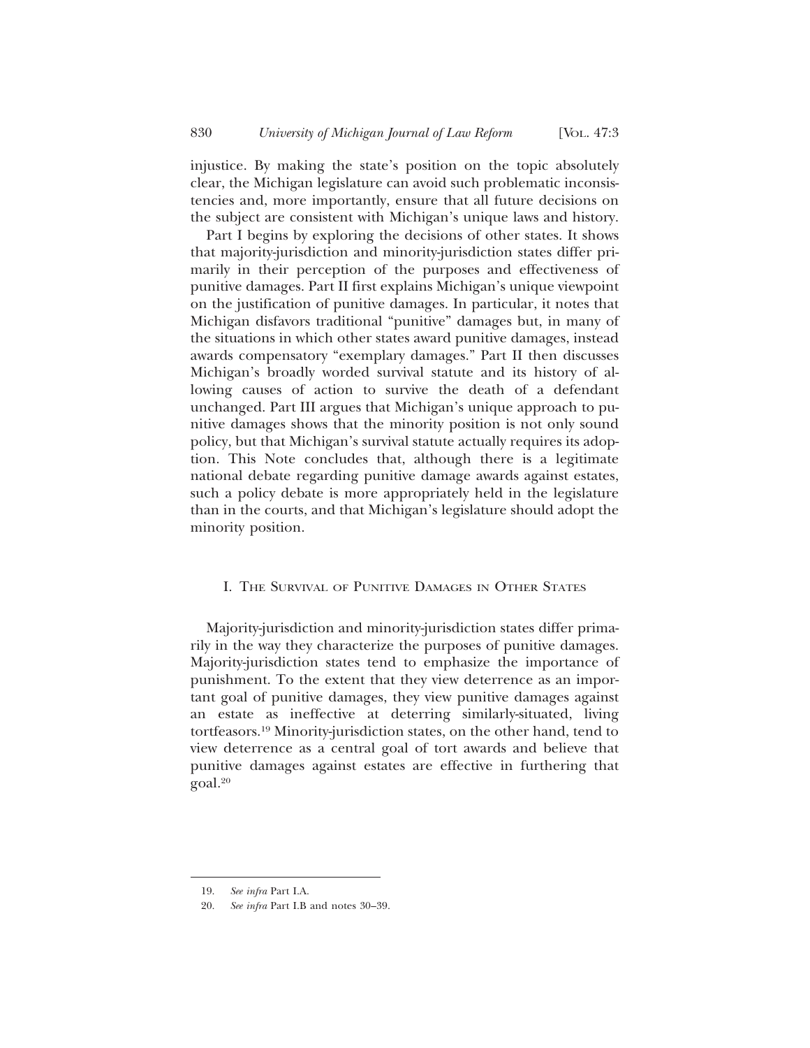injustice. By making the state's position on the topic absolutely clear, the Michigan legislature can avoid such problematic inconsistencies and, more importantly, ensure that all future decisions on the subject are consistent with Michigan's unique laws and history.

Part I begins by exploring the decisions of other states. It shows that majority-jurisdiction and minority-jurisdiction states differ primarily in their perception of the purposes and effectiveness of punitive damages. Part II first explains Michigan's unique viewpoint on the justification of punitive damages. In particular, it notes that Michigan disfavors traditional "punitive" damages but, in many of the situations in which other states award punitive damages, instead awards compensatory "exemplary damages." Part II then discusses Michigan's broadly worded survival statute and its history of allowing causes of action to survive the death of a defendant unchanged. Part III argues that Michigan's unique approach to punitive damages shows that the minority position is not only sound policy, but that Michigan's survival statute actually requires its adoption. This Note concludes that, although there is a legitimate national debate regarding punitive damage awards against estates, such a policy debate is more appropriately held in the legislature than in the courts, and that Michigan's legislature should adopt the minority position.

## I. The Survival of Punitive Damages in Other States

Majority-jurisdiction and minority-jurisdiction states differ primarily in the way they characterize the purposes of punitive damages. Majority-jurisdiction states tend to emphasize the importance of punishment. To the extent that they view deterrence as an important goal of punitive damages, they view punitive damages against an estate as ineffective at deterring similarly-situated, living tortfeasors.[19] Minority-jurisdiction states, on the other hand, tend to view deterrence as a central goal of tort awards and believe that punitive damages against estates are effective in furthering that goal.[20]

---

19. *See infra* Part I.A.

20. *See infra* Part I.B and notes 30–39.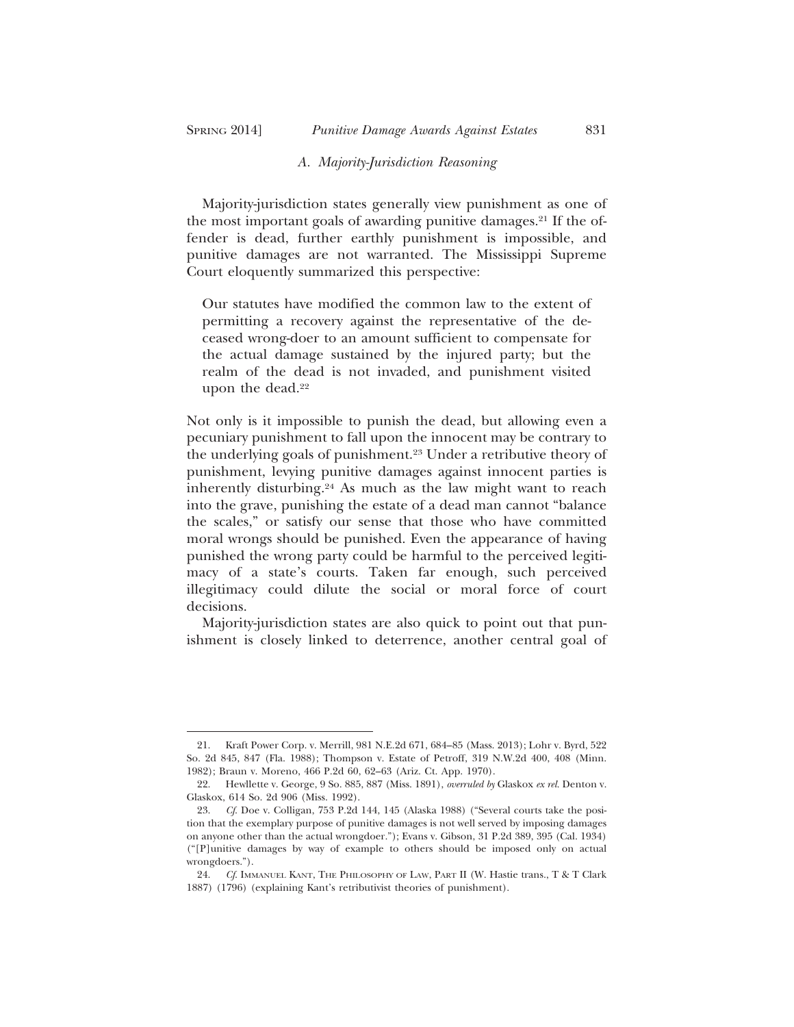### *A. Majority-Jurisdiction Reasoning*

Majority-jurisdiction states generally view punishment as one of the most important goals of awarding punitive damages.[21] If the offender is dead, further earthly punishment is impossible, and punitive damages are not warranted. The Mississippi Supreme Court eloquently summarized this perspective:

> Our statutes have modified the common law to the extent of permitting a recovery against the representative of the deceased wrong-doer to an amount sufficient to compensate for the actual damage sustained by the injured party; but the realm of the dead is not invaded, and punishment visited upon the dead.[22]

Not only is it impossible to punish the dead, but allowing even a pecuniary punishment to fall upon the innocent may be contrary to the underlying goals of punishment.[23] Under a retributive theory of punishment, levying punitive damages against innocent parties is inherently disturbing.[24] As much as the law might want to reach into the grave, punishing the estate of a dead man cannot "balance the scales," or satisfy our sense that those who have committed moral wrongs should be punished. Even the appearance of having punished the wrong party could be harmful to the perceived legitimacy of a state's courts. Taken far enough, such perceived illegitimacy could dilute the social or moral force of court decisions.

Majority-jurisdiction states are also quick to point out that punishment is closely linked to deterrence, another central goal of

---

21. Kraft Power Corp. v. Merrill, 981 N.E.2d 671, 684–85 (Mass. 2013); Lohr v. Byrd, 522 So. 2d 845, 847 (Fla. 1988); Thompson v. Estate of Petroff, 319 N.W.2d 400, 408 (Minn. 1982); Braun v. Moreno, 466 P.2d 60, 62–63 (Ariz. Ct. App. 1970).

22. Hewllette v. George, 9 So. 885, 887 (Miss. 1891), *overruled by* Glaskox *ex rel.* Denton v. Glaskox, 614 So. 2d 906 (Miss. 1992).

23. *Cf.* Doe v. Colligan, 753 P.2d 144, 145 (Alaska 1988) ("Several courts take the position that the exemplary purpose of punitive damages is not well served by imposing damages on anyone other than the actual wrongdoer."); Evans v. Gibson, 31 P.2d 389, 395 (Cal. 1934) ("[P]unitive damages by way of example to others should be imposed only on actual wrongdoers.").

24. *Cf.* IMMANUEL KANT, THE PHILOSOPHY OF LAW, PART II (W. Hastie trans., T & T Clark 1887) (1796) (explaining Kant's retributivist theories of punishment).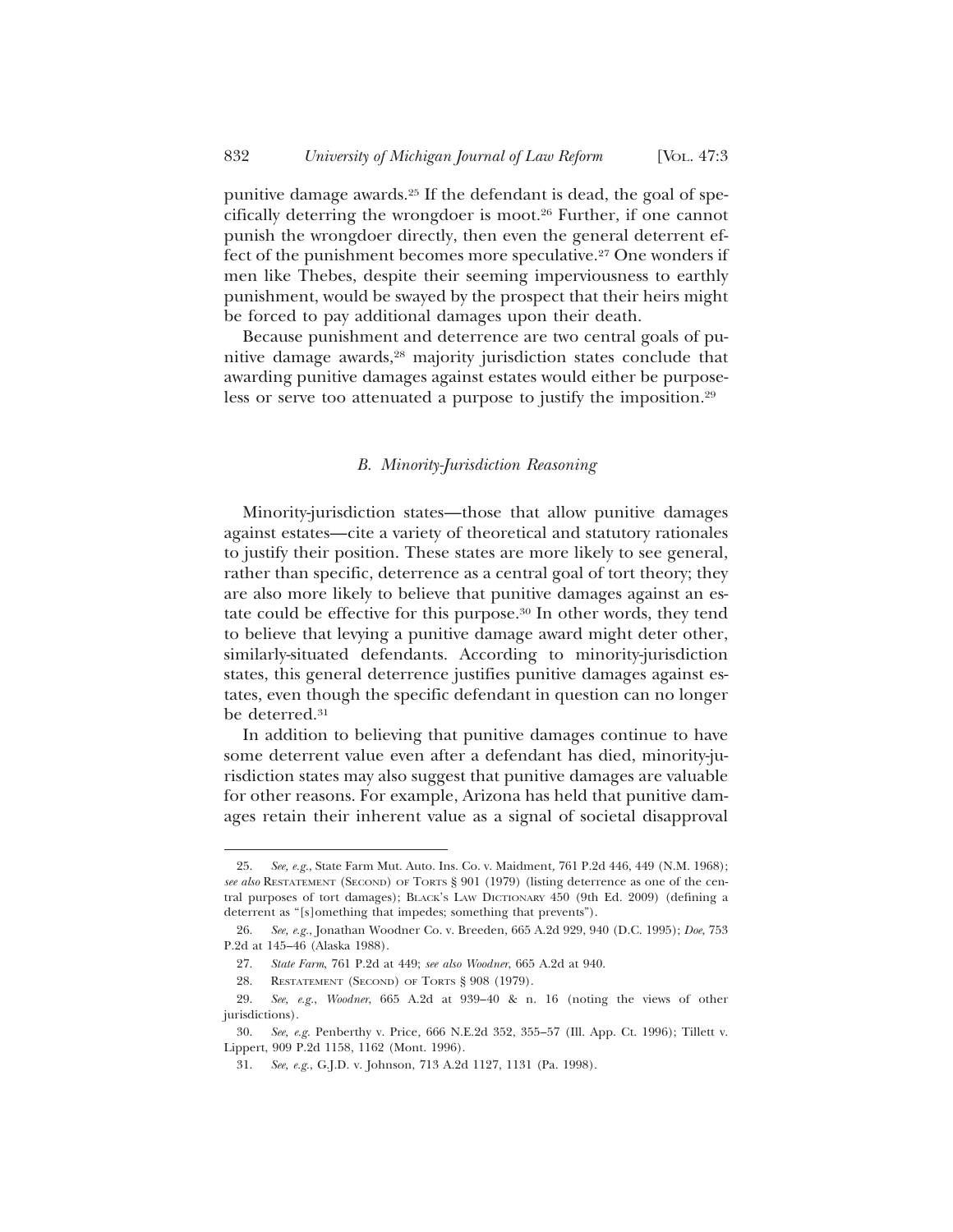punitive damage awards.[25] If the defendant is dead, the goal of specifically deterring the wrongdoer is moot.[26] Further, if one cannot punish the wrongdoer directly, then even the general deterrent effect of the punishment becomes more speculative.[27] One wonders if men like Thebes, despite their seeming imperviousness to earthly punishment, would be swayed by the prospect that their heirs might be forced to pay additional damages upon their death.

Because punishment and deterrence are two central goals of punitive damage awards,[28] majority jurisdiction states conclude that awarding punitive damages against estates would either be purposeless or serve too attenuated a purpose to justify the imposition.[29]

### *B. Minority-Jurisdiction Reasoning*

Minority-jurisdiction states—those that allow punitive damages against estates—cite a variety of theoretical and statutory rationales to justify their position. These states are more likely to see general, rather than specific, deterrence as a central goal of tort theory; they are also more likely to believe that punitive damages against an estate could be effective for this purpose.[30] In other words, they tend to believe that levying a punitive damage award might deter other, similarly-situated defendants. According to minority-jurisdiction states, this general deterrence justifies punitive damages against estates, even though the specific defendant in question can no longer be deterred.[31]

In addition to believing that punitive damages continue to have some deterrent value even after a defendant has died, minority-jurisdiction states may also suggest that punitive damages are valuable for other reasons. For example, Arizona has held that punitive damages retain their inherent value as a signal of societal disapproval

---

25. *See, e.g.*, State Farm Mut. Auto. Ins. Co. v. Maidment, 761 P.2d 446, 449 (N.M. 1968); *see also* RESTATEMENT (SECOND) OF TORTS § 901 (1979) (listing deterrence as one of the central purposes of tort damages); BLACK'S LAW DICTIONARY 450 (9th Ed. 2009) (defining a deterrent as "[s]omething that impedes; something that prevents").

26. *See, e.g.*, Jonathan Woodner Co. v. Breeden, 665 A.2d 929, 940 (D.C. 1995); *Doe*, 753 P.2d at 145–46 (Alaska 1988).

27. *State Farm*, 761 P.2d at 449; *see also Woodner*, 665 A.2d at 940.

28. RESTATEMENT (SECOND) OF TORTS § 908 (1979).

29. *See, e.g.*, *Woodner*, 665 A.2d at 939–40 & n. 16 (noting the views of other jurisdictions).

30. *See, e.g.* Penberthy v. Price, 666 N.E.2d 352, 355–57 (Ill. App. Ct. 1996); Tillett v. Lippert, 909 P.2d 1158, 1162 (Mont. 1996).

31. *See, e.g.*, G.J.D. v. Johnson, 713 A.2d 1127, 1131 (Pa. 1998).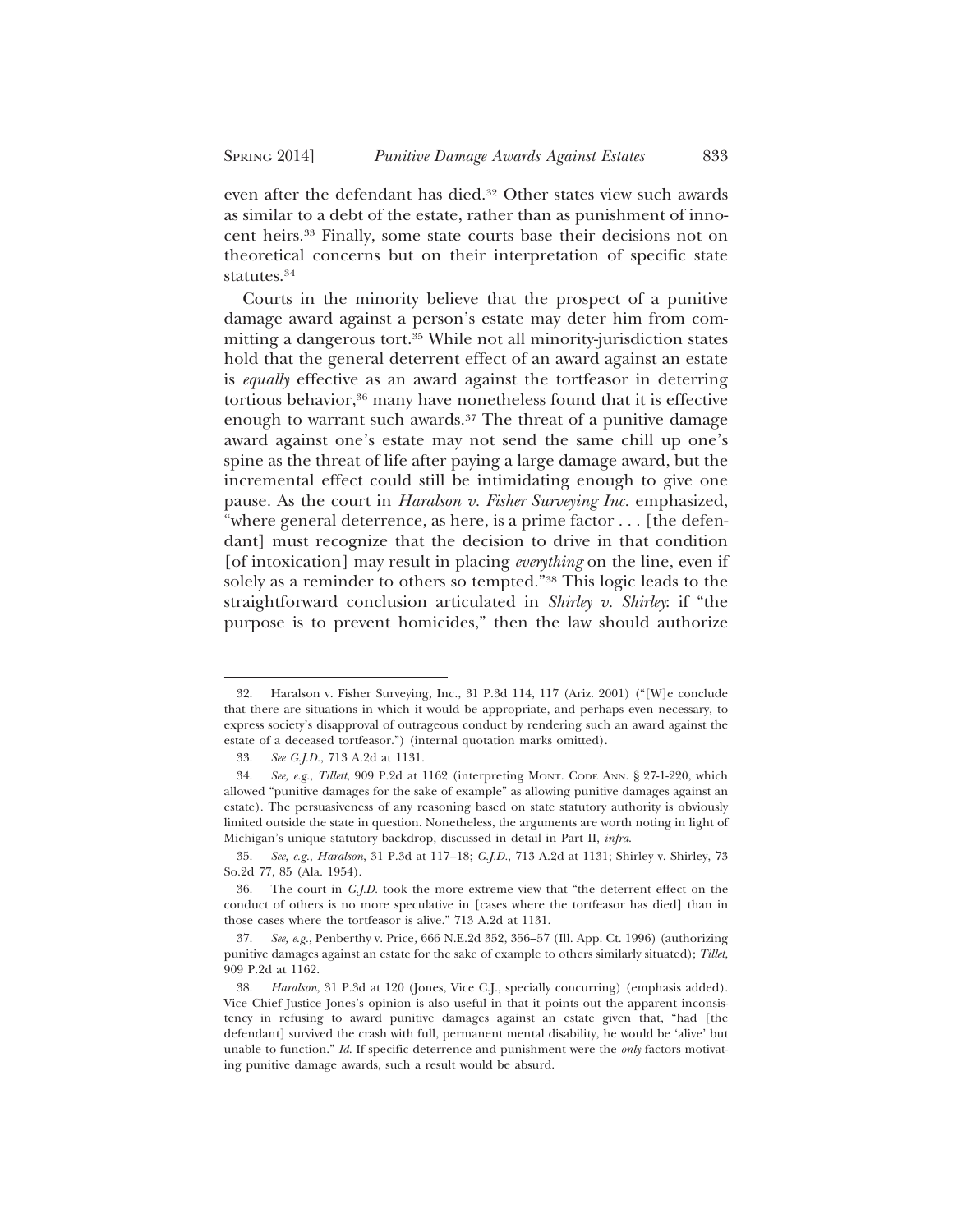even after the defendant has died.[32] Other states view such awards as similar to a debt of the estate, rather than as punishment of innocent heirs.[33] Finally, some state courts base their decisions not on theoretical concerns but on their interpretation of specific state statutes.[34]

Courts in the minority believe that the prospect of a punitive damage award against a person's estate may deter him from committing a dangerous tort.[35] While not all minority-jurisdiction states hold that the general deterrent effect of an award against an estate is *equally* effective as an award against the tortfeasor in deterring tortious behavior,[36] many have nonetheless found that it is effective enough to warrant such awards.[37] The threat of a punitive damage award against one's estate may not send the same chill up one's spine as the threat of life after paying a large damage award, but the incremental effect could still be intimidating enough to give one pause. As the court in *Haralson v. Fisher Surveying Inc.* emphasized, "where general deterrence, as here, is a prime factor . . . [the defendant] must recognize that the decision to drive in that condition [of intoxication] may result in placing *everything* on the line, even if solely as a reminder to others so tempted."[38] This logic leads to the straightforward conclusion articulated in *Shirley v. Shirley*: if "the purpose is to prevent homicides," then the law should authorize

---

32. Haralson v. Fisher Surveying, Inc., 31 P.3d 114, 117 (Ariz. 2001) ("[W]e conclude that there are situations in which it would be appropriate, and perhaps even necessary, to express society's disapproval of outrageous conduct by rendering such an award against the estate of a deceased tortfeasor.") (internal quotation marks omitted).

33. *See G.J.D.*, 713 A.2d at 1131.

34. *See, e.g.*, *Tillett*, 909 P.2d at 1162 (interpreting MONT. CODE ANN. § 27-1-220, which allowed "punitive damages for the sake of example" as allowing punitive damages against an estate). The persuasiveness of any reasoning based on state statutory authority is obviously limited outside the state in question. Nonetheless, the arguments are worth noting in light of Michigan's unique statutory backdrop, discussed in detail in Part II, *infra*.

35. *See, e.g.*, *Haralson*, 31 P.3d at 117–18; *G.J.D.*, 713 A.2d at 1131; Shirley v. Shirley, 73 So.2d 77, 85 (Ala. 1954).

36. The court in *G.J.D.* took the more extreme view that "the deterrent effect on the conduct of others is no more speculative in [cases where the tortfeasor has died] than in those cases where the tortfeasor is alive." 713 A.2d at 1131.

37. *See, e.g.*, Penberthy v. Price, 666 N.E.2d 352, 356–57 (Ill. App. Ct. 1996) (authorizing punitive damages against an estate for the sake of example to others similarly situated); *Tillet*, 909 P.2d at 1162.

38. *Haralson*, 31 P.3d at 120 (Jones, Vice C.J., specially concurring) (emphasis added). Vice Chief Justice Jones's opinion is also useful in that it points out the apparent inconsistency in refusing to award punitive damages against an estate given that, "had [the defendant] survived the crash with full, permanent mental disability, he would be 'alive' but unable to function." *Id.* If specific deterrence and punishment were the *only* factors motivating punitive damage awards, such a result would be absurd.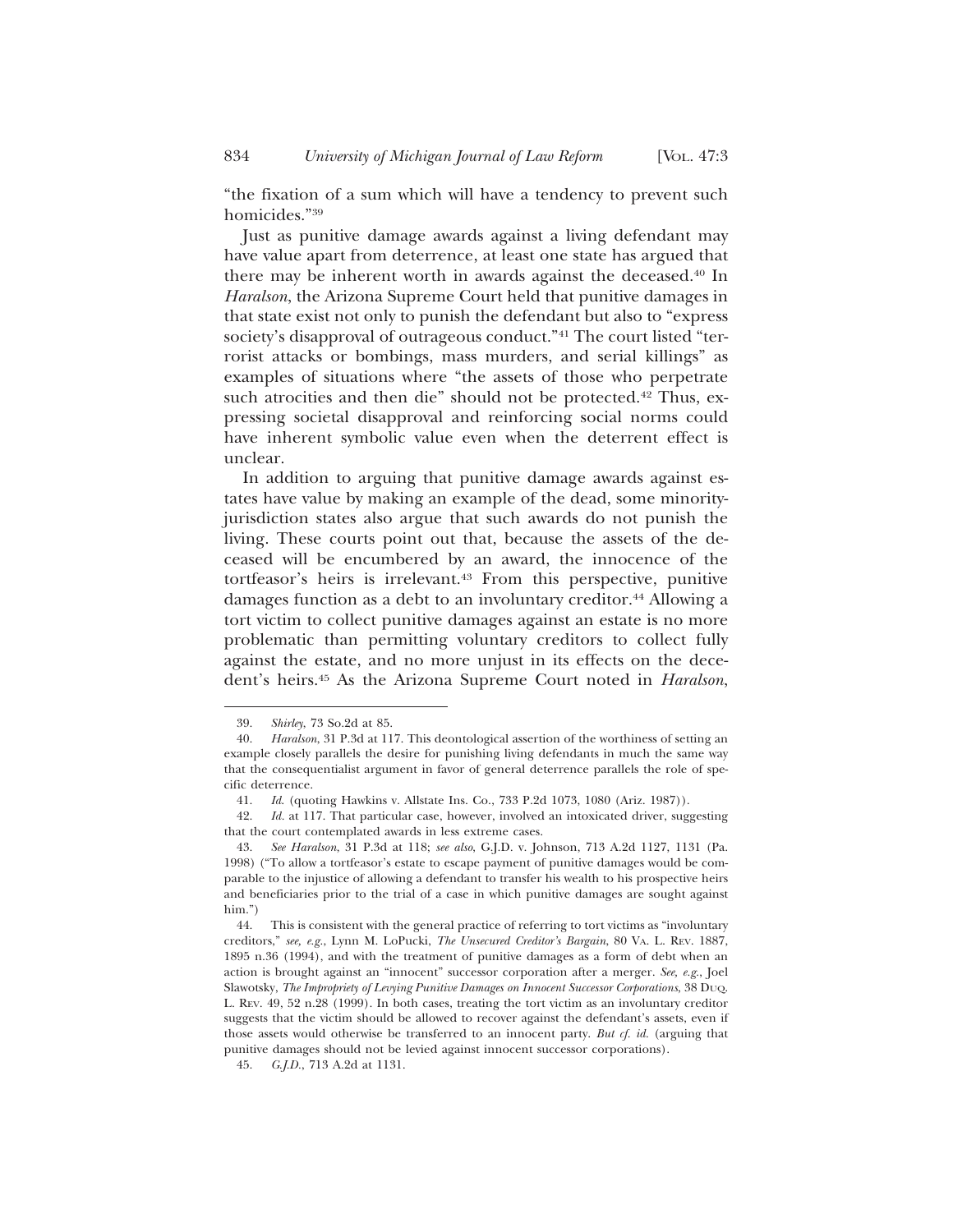"the fixation of a sum which will have a tendency to prevent such homicides."[39]

Just as punitive damage awards against a living defendant may have value apart from deterrence, at least one state has argued that there may be inherent worth in awards against the deceased.[40] In *Haralson*, the Arizona Supreme Court held that punitive damages in that state exist not only to punish the defendant but also to "express society's disapproval of outrageous conduct."[41] The court listed "terrorist attacks or bombings, mass murders, and serial killings" as examples of situations where "the assets of those who perpetrate such atrocities and then die" should not be protected.[42] Thus, expressing societal disapproval and reinforcing social norms could have inherent symbolic value even when the deterrent effect is unclear.

In addition to arguing that punitive damage awards against estates have value by making an example of the dead, some minority-jurisdiction states also argue that such awards do not punish the living. These courts point out that, because the assets of the deceased will be encumbered by an award, the innocence of the tortfeasor's heirs is irrelevant.[43] From this perspective, punitive damages function as a debt to an involuntary creditor.[44] Allowing a tort victim to collect punitive damages against an estate is no more problematic than permitting voluntary creditors to collect fully against the estate, and no more unjust in its effects on the decedent's heirs.[45] As the Arizona Supreme Court noted in *Haralson*,

---

39. *Shirley*, 73 So.2d at 85.

40. *Haralson*, 31 P.3d at 117. This deontological assertion of the worthiness of setting an example closely parallels the desire for punishing living defendants in much the same way that the consequentialist argument in favor of general deterrence parallels the role of specific deterrence.

41. *Id.* (quoting Hawkins v. Allstate Ins. Co., 733 P.2d 1073, 1080 (Ariz. 1987)).

42. *Id.* at 117. That particular case, however, involved an intoxicated driver, suggesting that the court contemplated awards in less extreme cases.

43. *See Haralson*, 31 P.3d at 118; *see also*, G.J.D. v. Johnson, 713 A.2d 1127, 1131 (Pa. 1998) ("To allow a tortfeasor's estate to escape payment of punitive damages would be comparable to the injustice of allowing a defendant to transfer his wealth to his prospective heirs and beneficiaries prior to the trial of a case in which punitive damages are sought against him.")

44. This is consistent with the general practice of referring to tort victims as "involuntary creditors," *see, e.g.*, Lynn M. LoPucki, *The Unsecured Creditor's Bargain*, 80 VA. L. REV. 1887, 1895 n.36 (1994), and with the treatment of punitive damages as a form of debt when an action is brought against an "innocent" successor corporation after a merger. *See, e.g.*, Joel Slawotsky, *The Impropriety of Levying Punitive Damages on Innocent Successor Corporations*, 38 DUQ. L. REV. 49, 52 n.28 (1999). In both cases, treating the tort victim as an involuntary creditor suggests that the victim should be allowed to recover against the defendant's assets, even if those assets would otherwise be transferred to an innocent party. *But cf. id.* (arguing that punitive damages should not be levied against innocent successor corporations).

45. *G.J.D.*, 713 A.2d at 1131.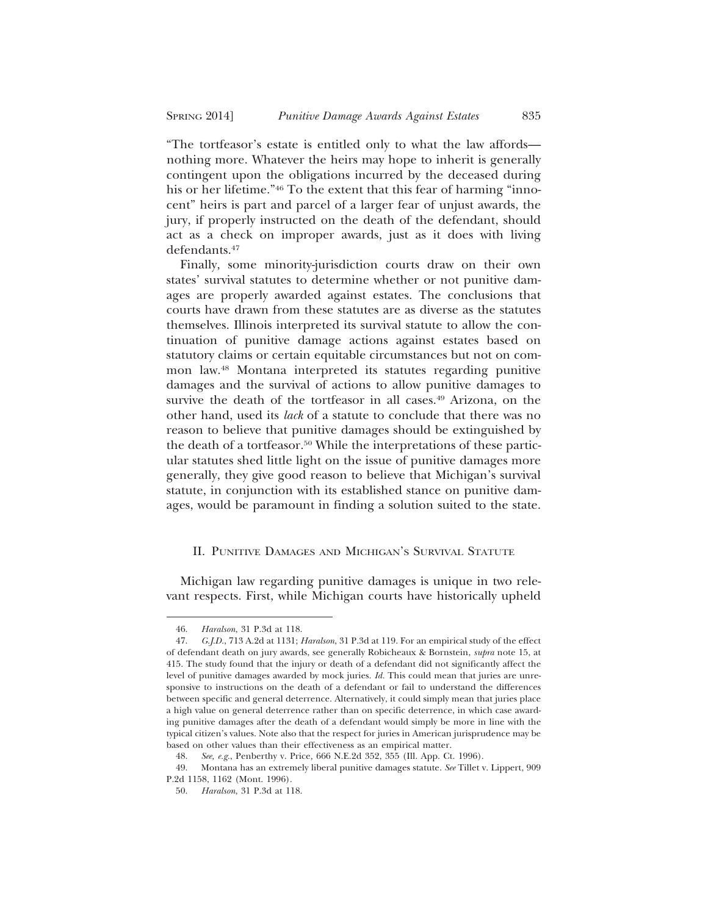"The tortfeasor's estate is entitled only to what the law affords—nothing more. Whatever the heirs may hope to inherit is generally contingent upon the obligations incurred by the deceased during his or her lifetime."[46] To the extent that this fear of harming "innocent" heirs is part and parcel of a larger fear of unjust awards, the jury, if properly instructed on the death of the defendant, should act as a check on improper awards, just as it does with living defendants.[47]

Finally, some minority-jurisdiction courts draw on their own states' survival statutes to determine whether or not punitive damages are properly awarded against estates. The conclusions that courts have drawn from these statutes are as diverse as the statutes themselves. Illinois interpreted its survival statute to allow the continuation of punitive damage actions against estates based on statutory claims or certain equitable circumstances but not on common law.[48] Montana interpreted its statutes regarding punitive damages and the survival of actions to allow punitive damages to survive the death of the tortfeasor in all cases.[49] Arizona, on the other hand, used its *lack* of a statute to conclude that there was no reason to believe that punitive damages should be extinguished by the death of a tortfeasor.[50] While the interpretations of these particular statutes shed little light on the issue of punitive damages more generally, they give good reason to believe that Michigan's survival statute, in conjunction with its established stance on punitive damages, would be paramount in finding a solution suited to the state.

## II. Punitive Damages and Michigan's Survival Statute

Michigan law regarding punitive damages is unique in two relevant respects. First, while Michigan courts have historically upheld

---

46. *Haralson*, 31 P.3d at 118.

47. *G.J.D.*, 713 A.2d at 1131; *Haralson*, 31 P.3d at 119. For an empirical study of the effect of defendant death on jury awards, see generally Robicheaux & Bornstein, *supra* note 15, at 415. The study found that the injury or death of a defendant did not significantly affect the level of punitive damages awarded by mock juries. *Id.* This could mean that juries are unresponsive to instructions on the death of a defendant or fail to understand the differences between specific and general deterrence. Alternatively, it could simply mean that juries place a high value on general deterrence rather than on specific deterrence, in which case awarding punitive damages after the death of a defendant would simply be more in line with the typical citizen's values. Note also that the respect for juries in American jurisprudence may be based on other values than their effectiveness as an empirical matter.

48. *See, e.g.*, Penberthy v. Price, 666 N.E.2d 352, 355 (Ill. App. Ct. 1996).

49. Montana has an extremely liberal punitive damages statute. *See* Tillet v. Lippert, 909 P.2d 1158, 1162 (Mont. 1996).

50. *Haralson*, 31 P.3d at 118.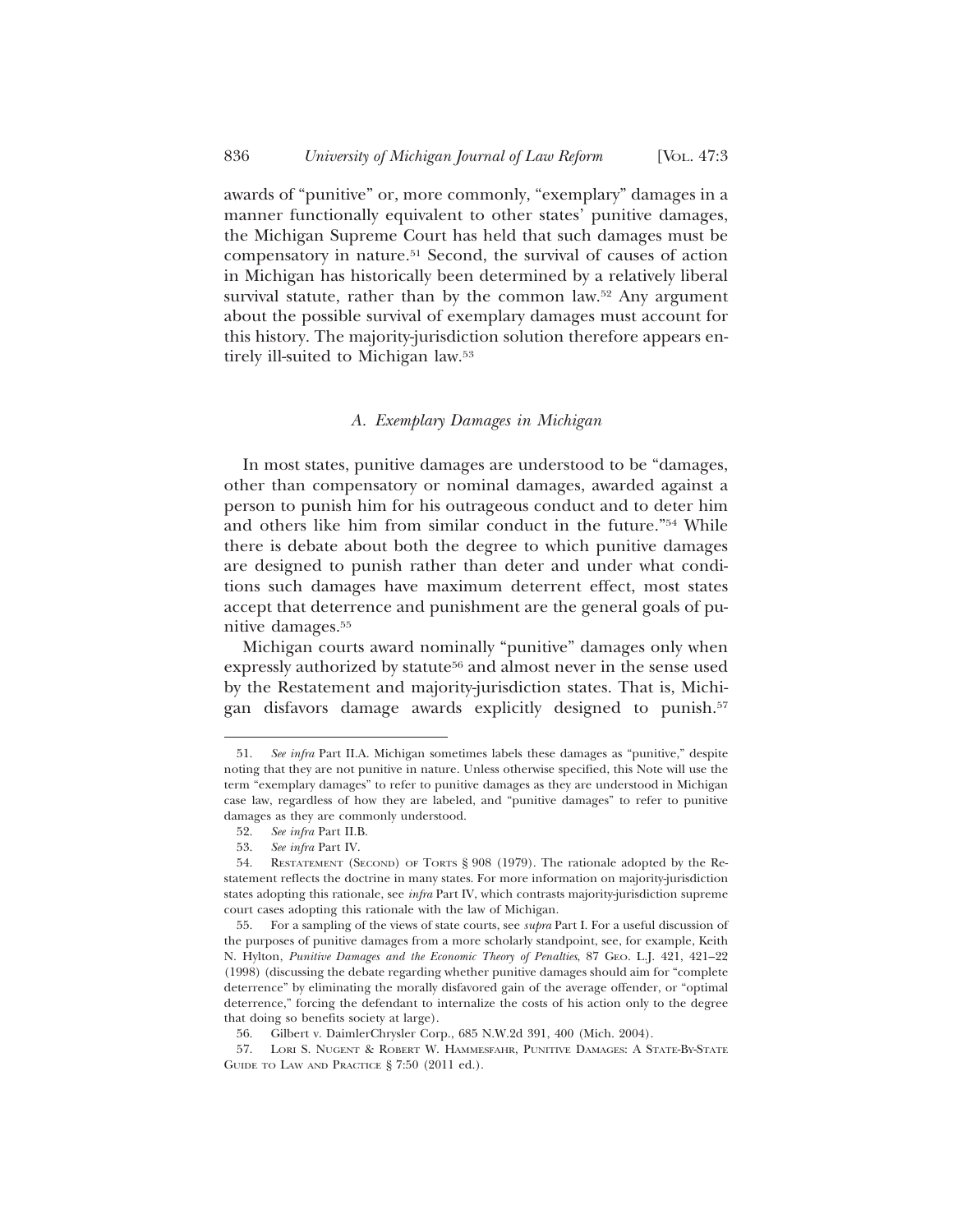awards of "punitive" or, more commonly, "exemplary" damages in a manner functionally equivalent to other states' punitive damages, the Michigan Supreme Court has held that such damages must be compensatory in nature.[51] Second, the survival of causes of action in Michigan has historically been determined by a relatively liberal survival statute, rather than by the common law.[52] Any argument about the possible survival of exemplary damages must account for this history. The majority-jurisdiction solution therefore appears entirely ill-suited to Michigan law.[53]

### *A. Exemplary Damages in Michigan*

In most states, punitive damages are understood to be "damages, other than compensatory or nominal damages, awarded against a person to punish him for his outrageous conduct and to deter him and others like him from similar conduct in the future."[54] While there is debate about both the degree to which punitive damages are designed to punish rather than deter and under what conditions such damages have maximum deterrent effect, most states accept that deterrence and punishment are the general goals of punitive damages.[55]

Michigan courts award nominally "punitive" damages only when expressly authorized by statute[56] and almost never in the sense used by the Restatement and majority-jurisdiction states. That is, Michigan disfavors damage awards explicitly designed to punish.[57]

---

51. *See infra* Part II.A. Michigan sometimes labels these damages as "punitive," despite noting that they are not punitive in nature. Unless otherwise specified, this Note will use the term "exemplary damages" to refer to punitive damages as they are understood in Michigan case law, regardless of how they are labeled, and "punitive damages" to refer to punitive damages as they are commonly understood.

52. *See infra* Part II.B.

53. *See infra* Part IV.

54. RESTATEMENT (SECOND) OF TORTS § 908 (1979). The rationale adopted by the Restatement reflects the doctrine in many states. For more information on majority-jurisdiction states adopting this rationale, see *infra* Part IV, which contrasts majority-jurisdiction supreme court cases adopting this rationale with the law of Michigan.

55. For a sampling of the views of state courts, see *supra* Part I. For a useful discussion of the purposes of punitive damages from a more scholarly standpoint, see, for example, Keith N. Hylton, *Punitive Damages and the Economic Theory of Penalties*, 87 GEO. L.J. 421, 421–22 (1998) (discussing the debate regarding whether punitive damages should aim for "complete deterrence" by eliminating the morally disfavored gain of the average offender, or "optimal deterrence," forcing the defendant to internalize the costs of his action only to the degree that doing so benefits society at large).

56. Gilbert v. DaimlerChrysler Corp., 685 N.W.2d 391, 400 (Mich. 2004).

57. LORI S. NUGENT & ROBERT W. HAMMESFAHR, PUNITIVE DAMAGES: A STATE-BY-STATE GUIDE TO LAW AND PRACTICE § 7:50 (2011 ed.).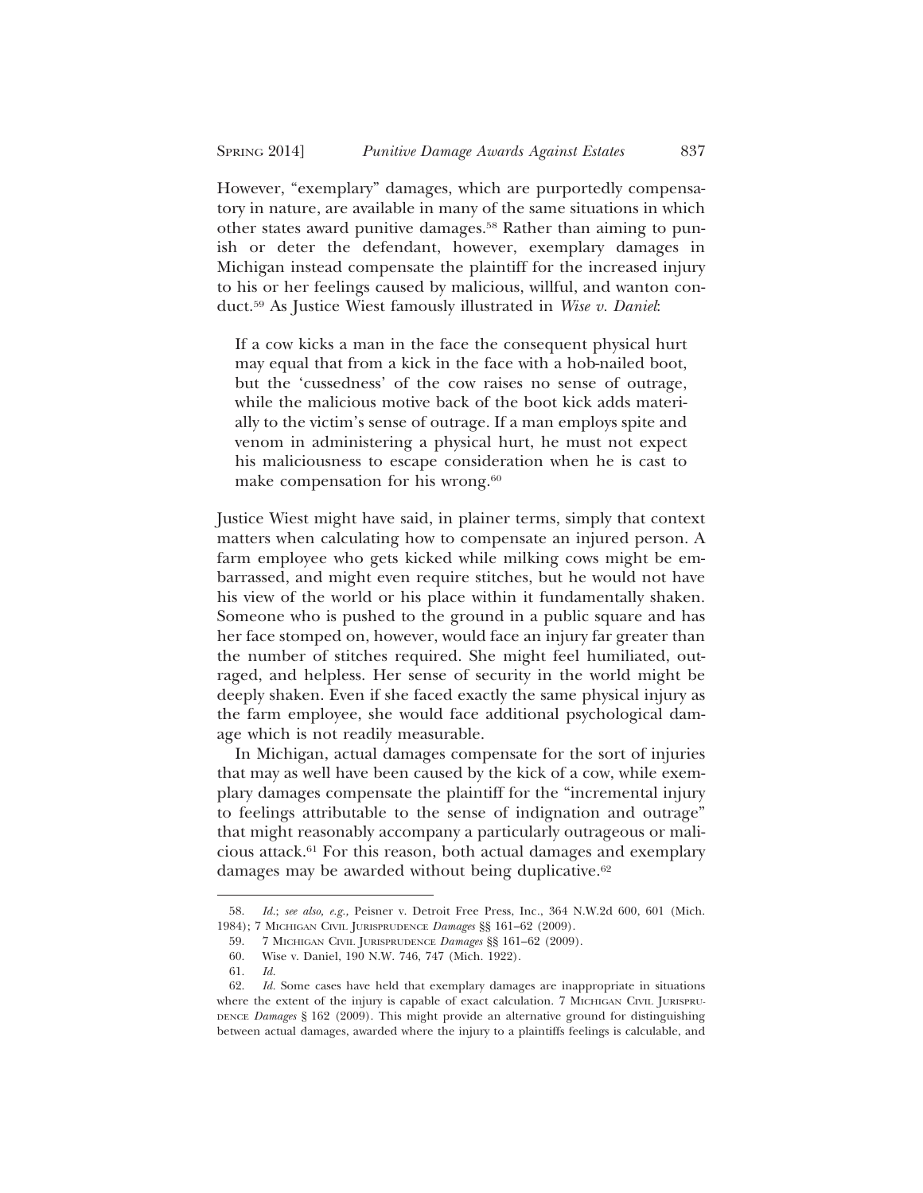However, "exemplary" damages, which are purportedly compensatory in nature, are available in many of the same situations in which other states award punitive damages.[58] Rather than aiming to punish or deter the defendant, however, exemplary damages in Michigan instead compensate the plaintiff for the increased injury to his or her feelings caused by malicious, willful, and wanton conduct.[59] As Justice Wiest famously illustrated in *Wise v. Daniel*:

> If a cow kicks a man in the face the consequent physical hurt may equal that from a kick in the face with a hob-nailed boot, but the 'cussedness' of the cow raises no sense of outrage, while the malicious motive back of the boot kick adds materially to the victim's sense of outrage. If a man employs spite and venom in administering a physical hurt, he must not expect his maliciousness to escape consideration when he is cast to make compensation for his wrong.[60]

Justice Wiest might have said, in plainer terms, simply that context matters when calculating how to compensate an injured person. A farm employee who gets kicked while milking cows might be embarrassed, and might even require stitches, but he would not have his view of the world or his place within it fundamentally shaken. Someone who is pushed to the ground in a public square and has her face stomped on, however, would face an injury far greater than the number of stitches required. She might feel humiliated, outraged, and helpless. Her sense of security in the world might be deeply shaken. Even if she faced exactly the same physical injury as the farm employee, she would face additional psychological damage which is not readily measurable.

In Michigan, actual damages compensate for the sort of injuries that may as well have been caused by the kick of a cow, while exemplary damages compensate the plaintiff for the "incremental injury to feelings attributable to the sense of indignation and outrage" that might reasonably accompany a particularly outrageous or malicious attack.[61] For this reason, both actual damages and exemplary damages may be awarded without being duplicative.[62]

---

58. *Id.*; *see also, e.g.*, Peisner v. Detroit Free Press, Inc., 364 N.W.2d 600, 601 (Mich. 1984); 7 Michigan Civil Jurisprudence *Damages* §§ 161–62 (2009).

59. 7 Michigan Civil Jurisprudence *Damages* §§ 161–62 (2009).

60. Wise v. Daniel, 190 N.W. 746, 747 (Mich. 1922).

61. *Id.*

62. *Id.* Some cases have held that exemplary damages are inappropriate in situations where the extent of the injury is capable of exact calculation. 7 Michigan Civil Jurisprudence *Damages* § 162 (2009). This might provide an alternative ground for distinguishing between actual damages, awarded where the injury to a plaintiffs feelings is calculable, and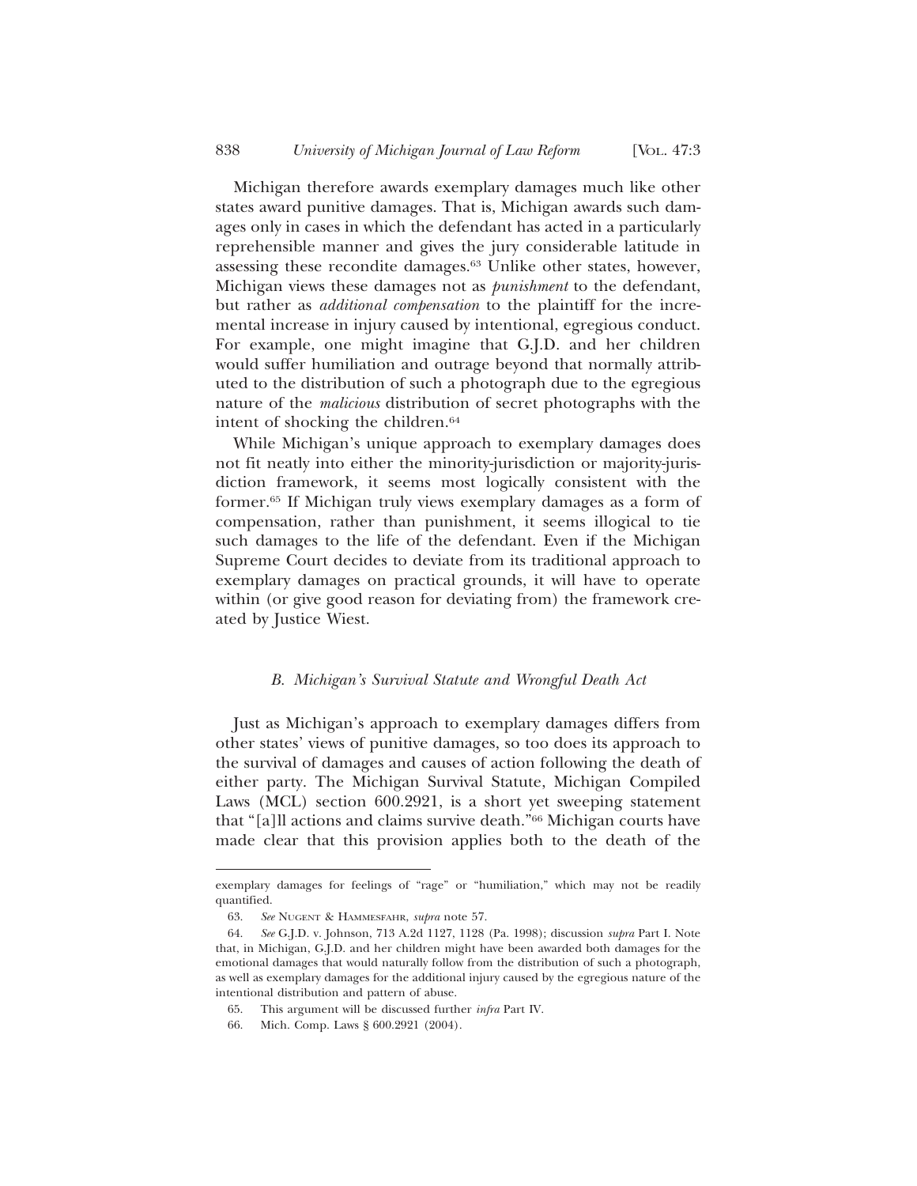Michigan therefore awards exemplary damages much like other states award punitive damages. That is, Michigan awards such damages only in cases in which the defendant has acted in a particularly reprehensible manner and gives the jury considerable latitude in assessing these recondite damages.[63] Unlike other states, however, Michigan views these damages not as *punishment* to the defendant, but rather as *additional compensation* to the plaintiff for the incremental increase in injury caused by intentional, egregious conduct. For example, one might imagine that G.J.D. and her children would suffer humiliation and outrage beyond that normally attributed to the distribution of such a photograph due to the egregious nature of the *malicious* distribution of secret photographs with the intent of shocking the children.[64]

While Michigan's unique approach to exemplary damages does not fit neatly into either the minority-jurisdiction or majority-jurisdiction framework, it seems most logically consistent with the former.[65] If Michigan truly views exemplary damages as a form of compensation, rather than punishment, it seems illogical to tie such damages to the life of the defendant. Even if the Michigan Supreme Court decides to deviate from its traditional approach to exemplary damages on practical grounds, it will have to operate within (or give good reason for deviating from) the framework created by Justice Wiest.

### *B. Michigan's Survival Statute and Wrongful Death Act*

Just as Michigan's approach to exemplary damages differs from other states' views of punitive damages, so too does its approach to the survival of damages and causes of action following the death of either party. The Michigan Survival Statute, Michigan Compiled Laws (MCL) section 600.2921, is a short yet sweeping statement that "[a]ll actions and claims survive death."[66] Michigan courts have made clear that this provision applies both to the death of the

---

exemplary damages for feelings of "rage" or "humiliation," which may not be readily quantified.

63. *See* Nugent & Hammesfahr, *supra* note 57.

64. *See* G.J.D. v. Johnson, 713 A.2d 1127, 1128 (Pa. 1998); discussion *supra* Part I. Note that, in Michigan, G.J.D. and her children might have been awarded both damages for the emotional damages that would naturally follow from the distribution of such a photograph, as well as exemplary damages for the additional injury caused by the egregious nature of the intentional distribution and pattern of abuse.

65. This argument will be discussed further *infra* Part IV.

66. Mich. Comp. Laws § 600.2921 (2004).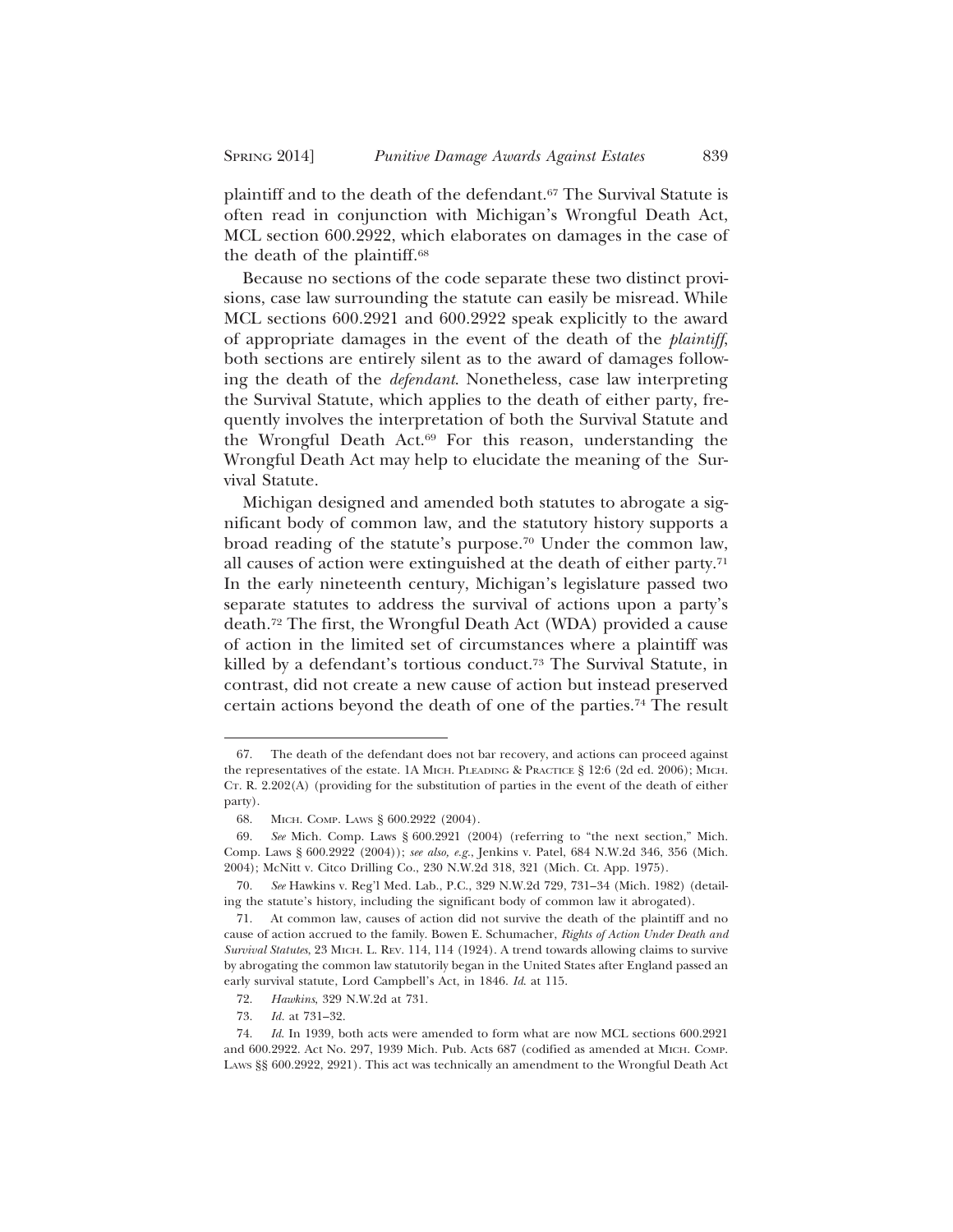plaintiff and to the death of the defendant.[67] The Survival Statute is often read in conjunction with Michigan's Wrongful Death Act, MCL section 600.2922, which elaborates on damages in the case of the death of the plaintiff.[68]

Because no sections of the code separate these two distinct provisions, case law surrounding the statute can easily be misread. While MCL sections 600.2921 and 600.2922 speak explicitly to the award of appropriate damages in the event of the death of the *plaintiff*, both sections are entirely silent as to the award of damages following the death of the *defendant*. Nonetheless, case law interpreting the Survival Statute, which applies to the death of either party, frequently involves the interpretation of both the Survival Statute and the Wrongful Death Act.[69] For this reason, understanding the Wrongful Death Act may help to elucidate the meaning of the Survival Statute.

Michigan designed and amended both statutes to abrogate a significant body of common law, and the statutory history supports a broad reading of the statute's purpose.[70] Under the common law, all causes of action were extinguished at the death of either party.[71] In the early nineteenth century, Michigan's legislature passed two separate statutes to address the survival of actions upon a party's death.[72] The first, the Wrongful Death Act (WDA) provided a cause of action in the limited set of circumstances where a plaintiff was killed by a defendant's tortious conduct.[73] The Survival Statute, in contrast, did not create a new cause of action but instead preserved certain actions beyond the death of one of the parties.[74] The result

---

67. The death of the defendant does not bar recovery, and actions can proceed against the representatives of the estate. 1A MICH. PLEADING & PRACTICE § 12:6 (2d ed. 2006); MICH. CT. R. 2.202(A) (providing for the substitution of parties in the event of the death of either party).

68. MICH. COMP. LAWS § 600.2922 (2004).

69. *See* Mich. Comp. Laws § 600.2921 (2004) (referring to "the next section," Mich. Comp. Laws § 600.2922 (2004)); *see also, e.g.*, Jenkins v. Patel, 684 N.W.2d 346, 356 (Mich. 2004); McNitt v. Citco Drilling Co., 230 N.W.2d 318, 321 (Mich. Ct. App. 1975).

70. *See* Hawkins v. Reg'l Med. Lab., P.C., 329 N.W.2d 729, 731–34 (Mich. 1982) (detailing the statute's history, including the significant body of common law it abrogated).

71. At common law, causes of action did not survive the death of the plaintiff and no cause of action accrued to the family. Bowen E. Schumacher, *Rights of Action Under Death and Survival Statutes*, 23 MICH. L. REV. 114, 114 (1924). A trend towards allowing claims to survive by abrogating the common law statutorily began in the United States after England passed an early survival statute, Lord Campbell's Act, in 1846. *Id.* at 115.

72. *Hawkins*, 329 N.W.2d at 731.

73. *Id.* at 731–32.

74. *Id.* In 1939, both acts were amended to form what are now MCL sections 600.2921 and 600.2922. Act No. 297, 1939 Mich. Pub. Acts 687 (codified as amended at MICH. COMP. LAWS §§ 600.2922, 2921). This act was technically an amendment to the Wrongful Death Act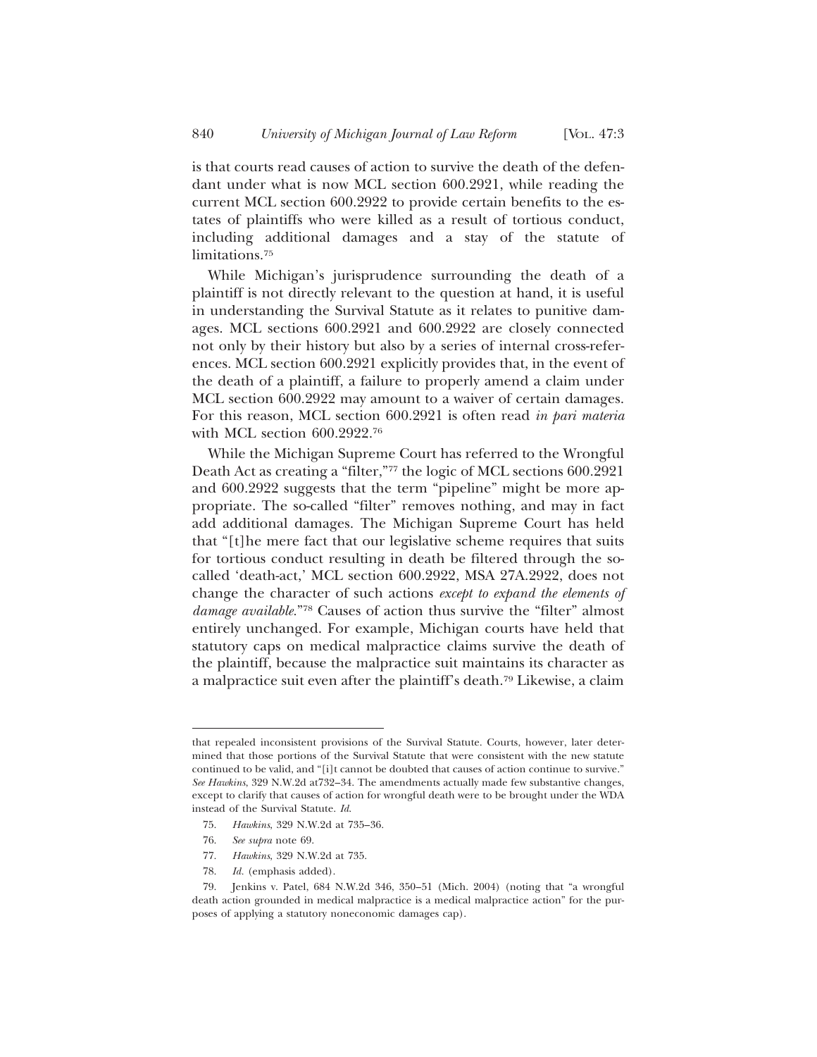is that courts read causes of action to survive the death of the defendant under what is now MCL section 600.2921, while reading the current MCL section 600.2922 to provide certain benefits to the estates of plaintiffs who were killed as a result of tortious conduct, including additional damages and a stay of the statute of limitations.[75]

While Michigan's jurisprudence surrounding the death of a plaintiff is not directly relevant to the question at hand, it is useful in understanding the Survival Statute as it relates to punitive damages. MCL sections 600.2921 and 600.2922 are closely connected not only by their history but also by a series of internal cross-references. MCL section 600.2921 explicitly provides that, in the event of the death of a plaintiff, a failure to properly amend a claim under MCL section 600.2922 may amount to a waiver of certain damages. For this reason, MCL section 600.2921 is often read *in pari materia* with MCL section 600.2922.[76]

While the Michigan Supreme Court has referred to the Wrongful Death Act as creating a "filter,"[77] the logic of MCL sections 600.2921 and 600.2922 suggests that the term "pipeline" might be more appropriate. The so-called "filter" removes nothing, and may in fact add additional damages. The Michigan Supreme Court has held that "[t]he mere fact that our legislative scheme requires that suits for tortious conduct resulting in death be filtered through the so-called 'death-act,' MCL section 600.2922, MSA 27A.2922, does not change the character of such actions *except to expand the elements of damage available*."[78] Causes of action thus survive the "filter" almost entirely unchanged. For example, Michigan courts have held that statutory caps on medical malpractice claims survive the death of the plaintiff, because the malpractice suit maintains its character as a malpractice suit even after the plaintiff's death.[79] Likewise, a claim

---

that repealed inconsistent provisions of the Survival Statute. Courts, however, later determined that those portions of the Survival Statute that were consistent with the new statute continued to be valid, and "[i]t cannot be doubted that causes of action continue to survive." *See Hawkins*, 329 N.W.2d at732–34. The amendments actually made few substantive changes, except to clarify that causes of action for wrongful death were to be brought under the WDA instead of the Survival Statute. *Id.*

75. *Hawkins*, 329 N.W.2d at 735–36.

76. *See supra* note 69.

77. *Hawkins*, 329 N.W.2d at 735.

78. *Id.* (emphasis added).

79. Jenkins v. Patel, 684 N.W.2d 346, 350–51 (Mich. 2004) (noting that "a wrongful death action grounded in medical malpractice is a medical malpractice action" for the purposes of applying a statutory noneconomic damages cap).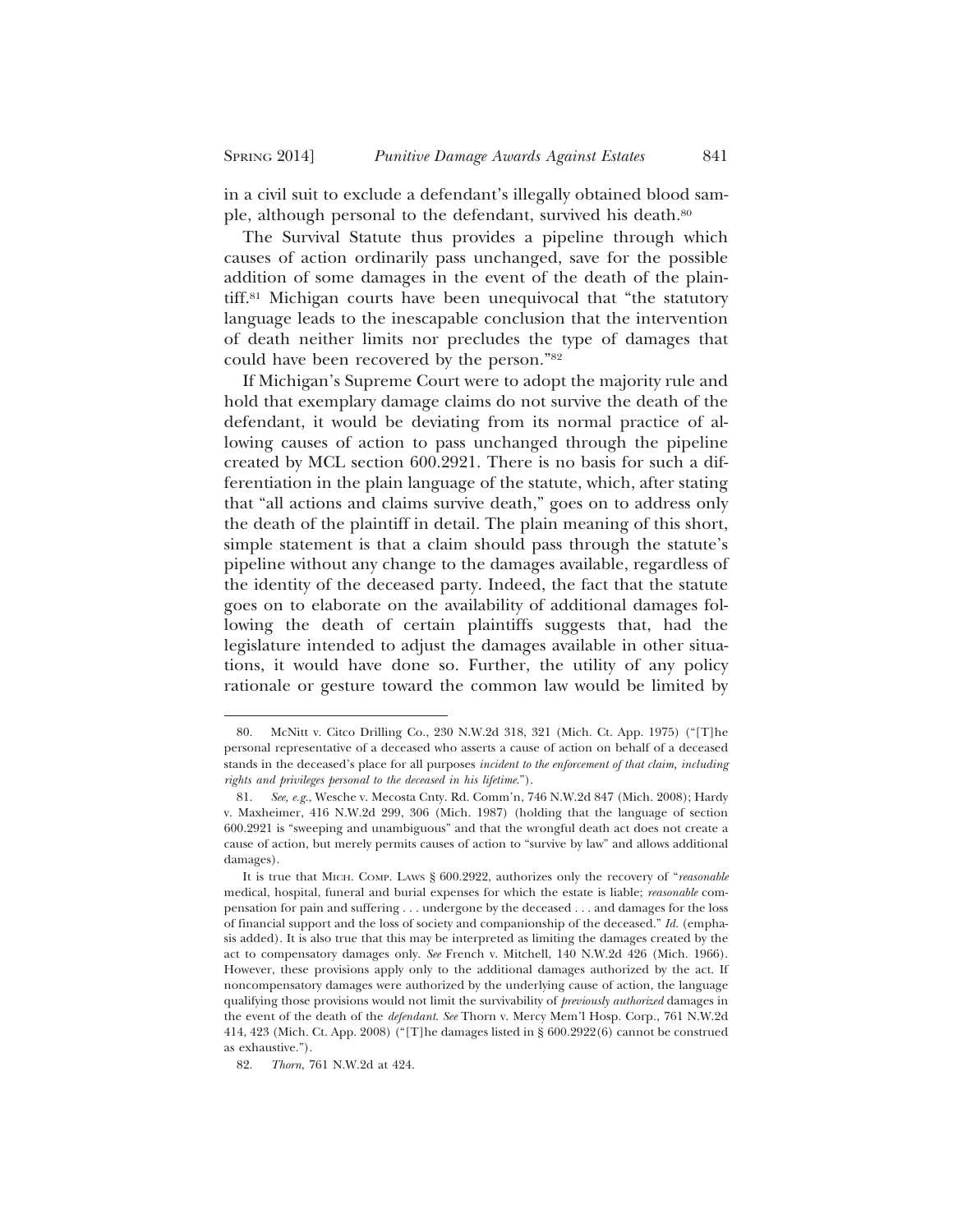in a civil suit to exclude a defendant's illegally obtained blood sample, although personal to the defendant, survived his death.[80]

The Survival Statute thus provides a pipeline through which causes of action ordinarily pass unchanged, save for the possible addition of some damages in the event of the death of the plaintiff.[81] Michigan courts have been unequivocal that "the statutory language leads to the inescapable conclusion that the intervention of death neither limits nor precludes the type of damages that could have been recovered by the person."[82]

If Michigan's Supreme Court were to adopt the majority rule and hold that exemplary damage claims do not survive the death of the defendant, it would be deviating from its normal practice of allowing causes of action to pass unchanged through the pipeline created by MCL section 600.2921. There is no basis for such a differentiation in the plain language of the statute, which, after stating that "all actions and claims survive death," goes on to address only the death of the plaintiff in detail. The plain meaning of this short, simple statement is that a claim should pass through the statute's pipeline without any change to the damages available, regardless of the identity of the deceased party. Indeed, the fact that the statute goes on to elaborate on the availability of additional damages following the death of certain plaintiffs suggests that, had the legislature intended to adjust the damages available in other situations, it would have done so. Further, the utility of any policy rationale or gesture toward the common law would be limited by

---

80. McNitt v. Citco Drilling Co., 230 N.W.2d 318, 321 (Mich. Ct. App. 1975) ("[T]he personal representative of a deceased who asserts a cause of action on behalf of a deceased stands in the deceased's place for all purposes *incident to the enforcement of that claim, including rights and privileges personal to the deceased in his lifetime*.").

81. *See, e.g.*, Wesche v. Mecosta Cnty. Rd. Comm'n, 746 N.W.2d 847 (Mich. 2008); Hardy v. Maxheimer, 416 N.W.2d 299, 306 (Mich. 1987) (holding that the language of section 600.2921 is "sweeping and unambiguous" and that the wrongful death act does not create a cause of action, but merely permits causes of action to "survive by law" and allows additional damages).

It is true that MICH. COMP. LAWS § 600.2922, authorizes only the recovery of "*reasonable* medical, hospital, funeral and burial expenses for which the estate is liable; *reasonable* compensation for pain and suffering . . . undergone by the deceased . . . and damages for the loss of financial support and the loss of society and companionship of the deceased." *Id.* (emphasis added). It is also true that this may be interpreted as limiting the damages created by the act to compensatory damages only. *See* French v. Mitchell, 140 N.W.2d 426 (Mich. 1966). However, these provisions apply only to the additional damages authorized by the act. If noncompensatory damages were authorized by the underlying cause of action, the language qualifying those provisions would not limit the survivability of *previously authorized* damages in the event of the death of the *defendant*. *See* Thorn v. Mercy Mem'l Hosp. Corp., 761 N.W.2d 414, 423 (Mich. Ct. App. 2008) ("[T]he damages listed in § 600.2922(6) cannot be construed as exhaustive.").

82. *Thorn*, 761 N.W.2d at 424.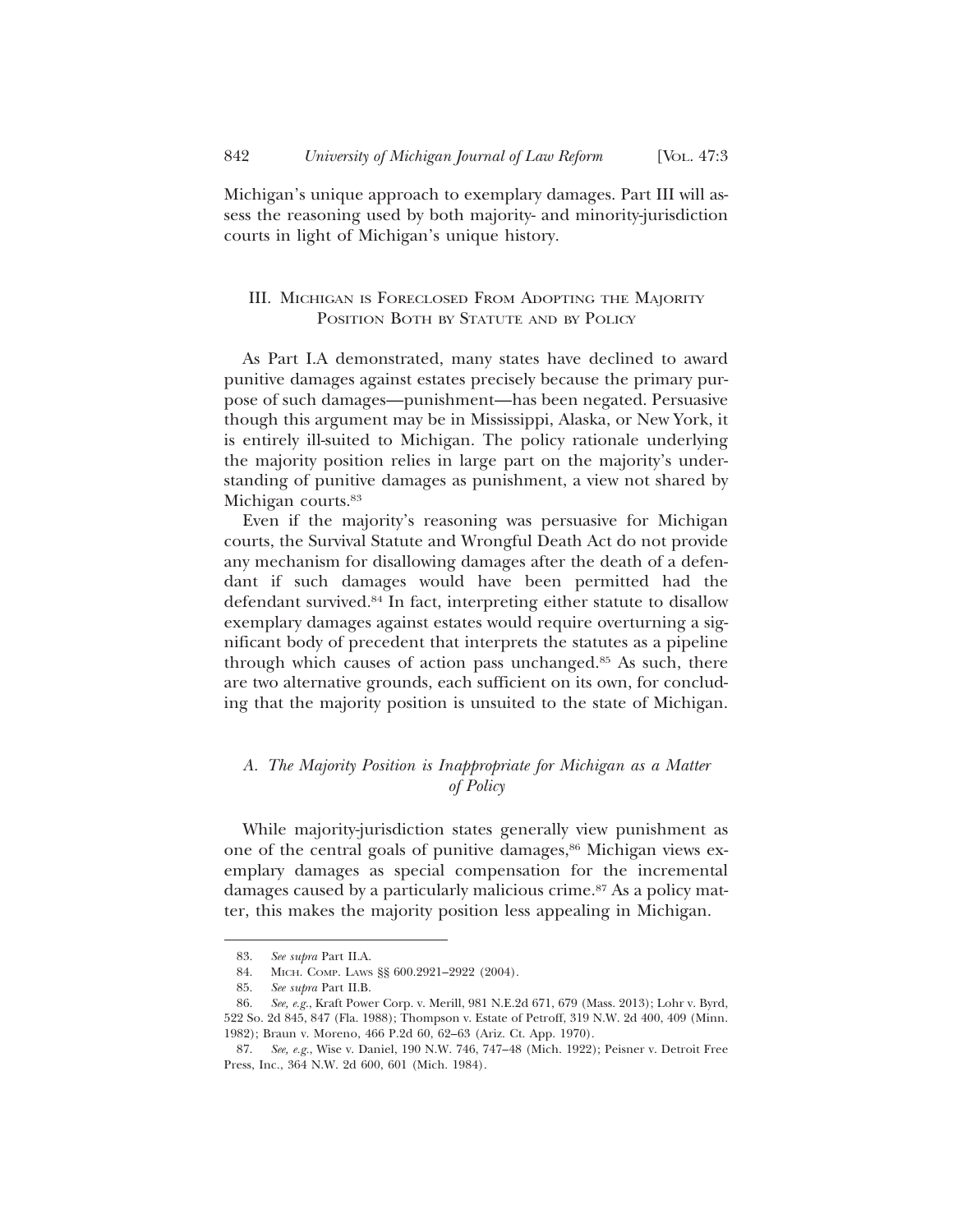Michigan's unique approach to exemplary damages. Part III will assess the reasoning used by both majority- and minority-jurisdiction courts in light of Michigan's unique history.

## III. Michigan is Foreclosed From Adopting the Majority Position Both by Statute and by Policy

As Part I.A demonstrated, many states have declined to award punitive damages against estates precisely because the primary purpose of such damages—punishment—has been negated. Persuasive though this argument may be in Mississippi, Alaska, or New York, it is entirely ill-suited to Michigan. The policy rationale underlying the majority position relies in large part on the majority's understanding of punitive damages as punishment, a view not shared by Michigan courts.[83]

Even if the majority's reasoning was persuasive for Michigan courts, the Survival Statute and Wrongful Death Act do not provide any mechanism for disallowing damages after the death of a defendant if such damages would have been permitted had the defendant survived.[84] In fact, interpreting either statute to disallow exemplary damages against estates would require overturning a significant body of precedent that interprets the statutes as a pipeline through which causes of action pass unchanged.[85] As such, there are two alternative grounds, each sufficient on its own, for concluding that the majority position is unsuited to the state of Michigan.

### *A. The Majority Position is Inappropriate for Michigan as a Matter of Policy*

While majority-jurisdiction states generally view punishment as one of the central goals of punitive damages,[86] Michigan views exemplary damages as special compensation for the incremental damages caused by a particularly malicious crime.[87] As a policy matter, this makes the majority position less appealing in Michigan.

---

83. *See supra* Part II.A.

84. Mich. Comp. Laws §§ 600.2921–2922 (2004).

85. *See supra* Part II.B.

86. *See, e.g.*, Kraft Power Corp. v. Merill, 981 N.E.2d 671, 679 (Mass. 2013); Lohr v. Byrd, 522 So. 2d 845, 847 (Fla. 1988); Thompson v. Estate of Petroff, 319 N.W. 2d 400, 409 (Minn. 1982); Braun v. Moreno, 466 P.2d 60, 62–63 (Ariz. Ct. App. 1970).

87. *See, e.g.*, Wise v. Daniel, 190 N.W. 746, 747–48 (Mich. 1922); Peisner v. Detroit Free Press, Inc., 364 N.W. 2d 600, 601 (Mich. 1984).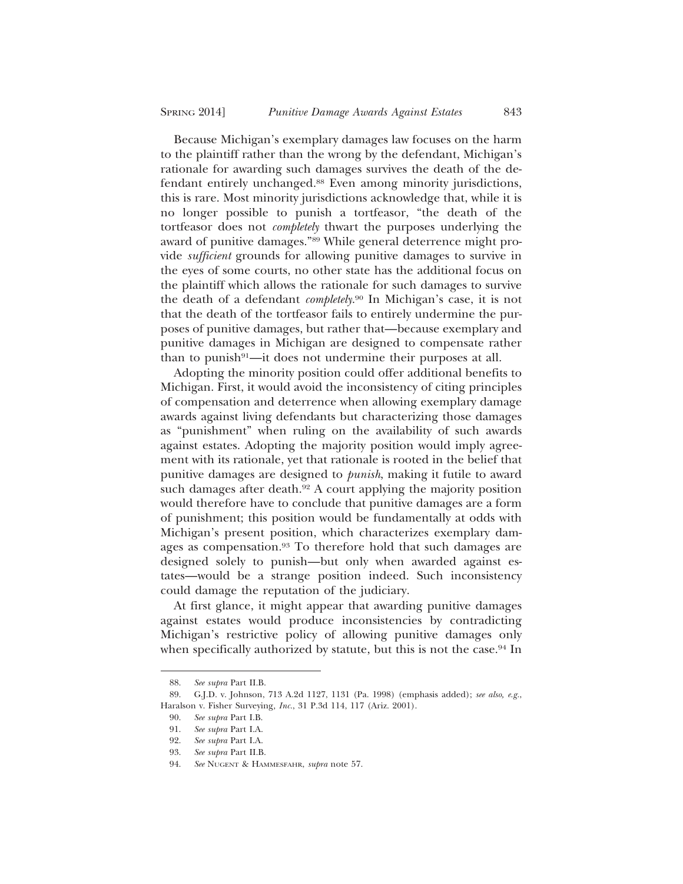Because Michigan's exemplary damages law focuses on the harm to the plaintiff rather than the wrong by the defendant, Michigan's rationale for awarding such damages survives the death of the defendant entirely unchanged.[88] Even among minority jurisdictions, this is rare. Most minority jurisdictions acknowledge that, while it is no longer possible to punish a tortfeasor, "the death of the tortfeasor does not *completely* thwart the purposes underlying the award of punitive damages."[89] While general deterrence might provide *sufficient* grounds for allowing punitive damages to survive in the eyes of some courts, no other state has the additional focus on the plaintiff which allows the rationale for such damages to survive the death of a defendant *completely*.[90] In Michigan's case, it is not that the death of the tortfeasor fails to entirely undermine the purposes of punitive damages, but rather that—because exemplary and punitive damages in Michigan are designed to compensate rather than to punish[91]—it does not undermine their purposes at all.

Adopting the minority position could offer additional benefits to Michigan. First, it would avoid the inconsistency of citing principles of compensation and deterrence when allowing exemplary damage awards against living defendants but characterizing those damages as "punishment" when ruling on the availability of such awards against estates. Adopting the majority position would imply agreement with its rationale, yet that rationale is rooted in the belief that punitive damages are designed to *punish*, making it futile to award such damages after death.[92] A court applying the majority position would therefore have to conclude that punitive damages are a form of punishment; this position would be fundamentally at odds with Michigan's present position, which characterizes exemplary damages as compensation.[93] To therefore hold that such damages are designed solely to punish—but only when awarded against estates—would be a strange position indeed. Such inconsistency could damage the reputation of the judiciary.

At first glance, it might appear that awarding punitive damages against estates would produce inconsistencies by contradicting Michigan's restrictive policy of allowing punitive damages only when specifically authorized by statute, but this is not the case.[94] In

---

88. *See supra* Part II.B.

89. G.J.D. v. Johnson, 713 A.2d 1127, 1131 (Pa. 1998) (emphasis added); *see also, e.g.*, Haralson v. Fisher Surveying, *Inc.*, 31 P.3d 114, 117 (Ariz. 2001).

90. *See supra* Part I.B.

91. *See supra* Part I.A.

92. *See supra* Part I.A.

93. *See supra* Part II.B.

94. *See* Nugent & Hammesfahr, *supra* note 57.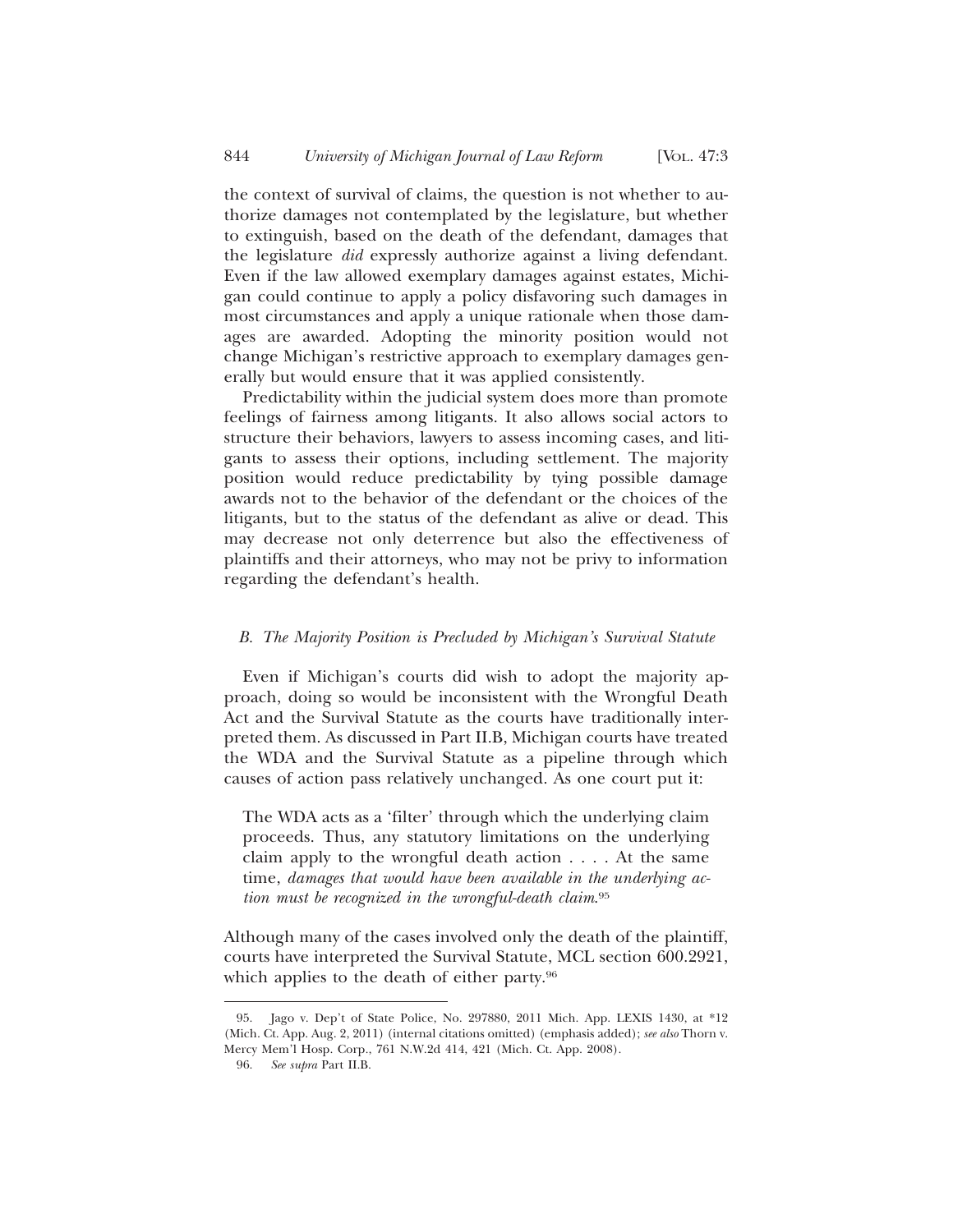the context of survival of claims, the question is not whether to authorize damages not contemplated by the legislature, but whether to extinguish, based on the death of the defendant, damages that the legislature *did* expressly authorize against a living defendant. Even if the law allowed exemplary damages against estates, Michigan could continue to apply a policy disfavoring such damages in most circumstances and apply a unique rationale when those damages are awarded. Adopting the minority position would not change Michigan's restrictive approach to exemplary damages generally but would ensure that it was applied consistently.

Predictability within the judicial system does more than promote feelings of fairness among litigants. It also allows social actors to structure their behaviors, lawyers to assess incoming cases, and litigants to assess their options, including settlement. The majority position would reduce predictability by tying possible damage awards not to the behavior of the defendant or the choices of the litigants, but to the status of the defendant as alive or dead. This may decrease not only deterrence but also the effectiveness of plaintiffs and their attorneys, who may not be privy to information regarding the defendant's health.

### *B. The Majority Position is Precluded by Michigan's Survival Statute*

Even if Michigan's courts did wish to adopt the majority approach, doing so would be inconsistent with the Wrongful Death Act and the Survival Statute as the courts have traditionally interpreted them. As discussed in Part II.B, Michigan courts have treated the WDA and the Survival Statute as a pipeline through which causes of action pass relatively unchanged. As one court put it:

> The WDA acts as a 'filter' through which the underlying claim proceeds. Thus, any statutory limitations on the underlying claim apply to the wrongful death action . . . . At the same time, *damages that would have been available in the underlying action must be recognized in the wrongful-death claim*.[95]

Although many of the cases involved only the death of the plaintiff, courts have interpreted the Survival Statute, MCL section 600.2921, which applies to the death of either party.[96]

---

95. Jago v. Dep't of State Police, No. 297880, 2011 Mich. App. LEXIS 1430, at *12 (Mich. Ct. App. Aug. 2, 2011) (internal citations omitted) (emphasis added); *see also* Thorn v. Mercy Mem'l Hosp. Corp., 761 N.W.2d 414, 421 (Mich. Ct. App. 2008).

96. *See supra* Part II.B.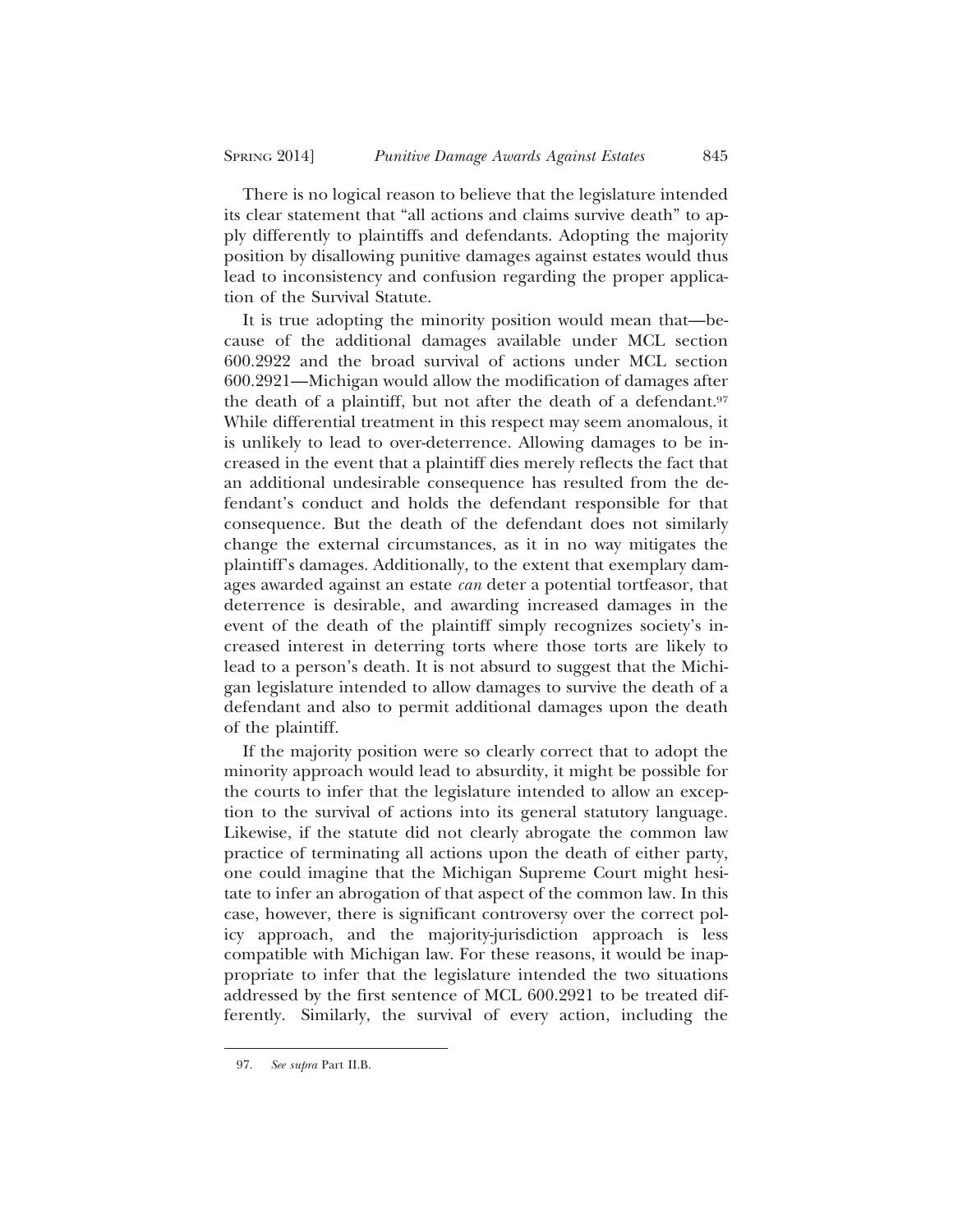There is no logical reason to believe that the legislature intended its clear statement that "all actions and claims survive death" to apply differently to plaintiffs and defendants. Adopting the majority position by disallowing punitive damages against estates would thus lead to inconsistency and confusion regarding the proper application of the Survival Statute.

It is true adopting the minority position would mean that—because of the additional damages available under MCL section 600.2922 and the broad survival of actions under MCL section 600.2921—Michigan would allow the modification of damages after the death of a plaintiff, but not after the death of a defendant.[97] While differential treatment in this respect may seem anomalous, it is unlikely to lead to over-deterrence. Allowing damages to be increased in the event that a plaintiff dies merely reflects the fact that an additional undesirable consequence has resulted from the defendant's conduct and holds the defendant responsible for that consequence. But the death of the defendant does not similarly change the external circumstances, as it in no way mitigates the plaintiff's damages. Additionally, to the extent that exemplary damages awarded against an estate *can* deter a potential tortfeasor, that deterrence is desirable, and awarding increased damages in the event of the death of the plaintiff simply recognizes society's increased interest in deterring torts where those torts are likely to lead to a person's death. It is not absurd to suggest that the Michigan legislature intended to allow damages to survive the death of a defendant and also to permit additional damages upon the death of the plaintiff.

If the majority position were so clearly correct that to adopt the minority approach would lead to absurdity, it might be possible for the courts to infer that the legislature intended to allow an exception to the survival of actions into its general statutory language. Likewise, if the statute did not clearly abrogate the common law practice of terminating all actions upon the death of either party, one could imagine that the Michigan Supreme Court might hesitate to infer an abrogation of that aspect of the common law. In this case, however, there is significant controversy over the correct policy approach, and the majority-jurisdiction approach is less compatible with Michigan law. For these reasons, it would be inappropriate to infer that the legislature intended the two situations addressed by the first sentence of MCL 600.2921 to be treated differently. Similarly, the survival of every action, including the

97. *See supra* Part II.B.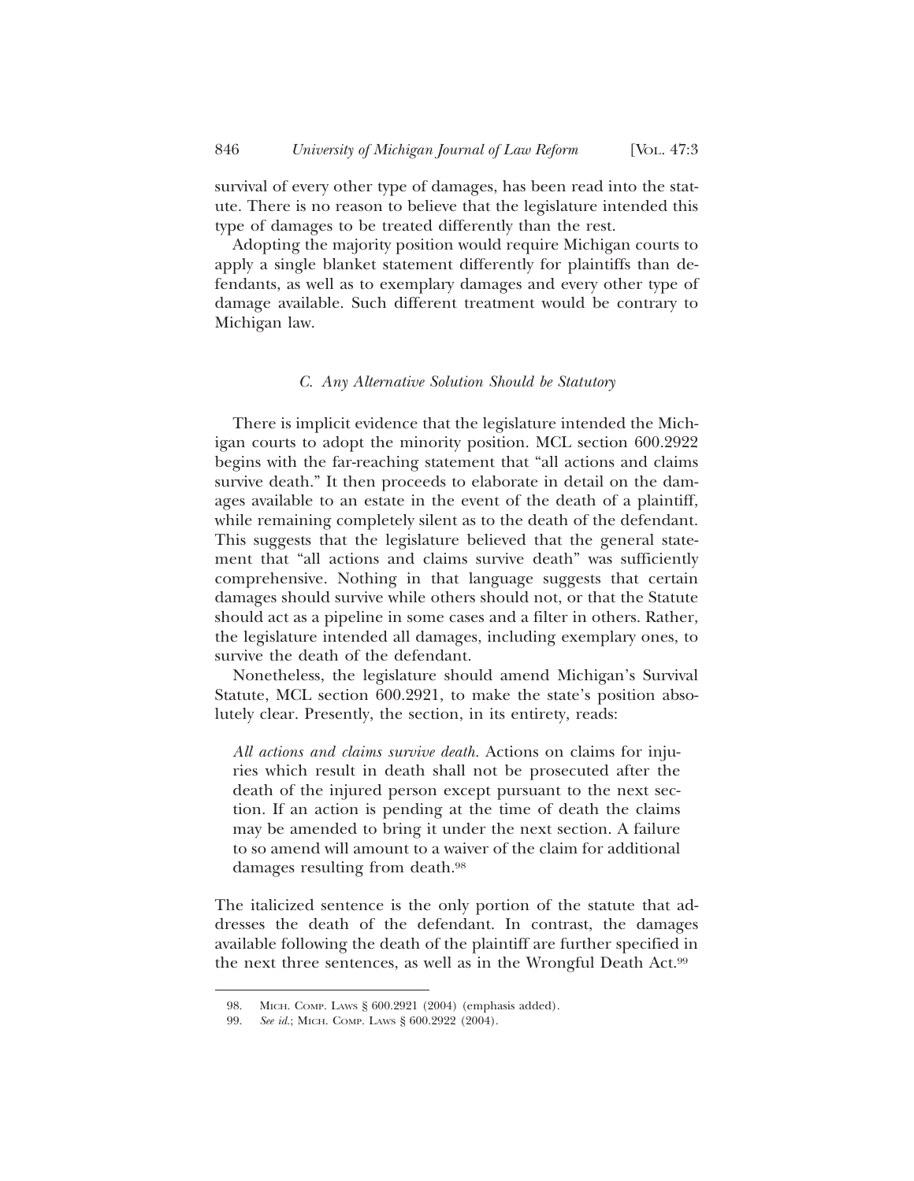survival of every other type of damages, has been read into the statute. There is no reason to believe that the legislature intended this type of damages to be treated differently than the rest.

Adopting the majority position would require Michigan courts to apply a single blanket statement differently for plaintiffs than defendants, as well as to exemplary damages and every other type of damage available. Such different treatment would be contrary to Michigan law.

### *C. Any Alternative Solution Should be Statutory*

There is implicit evidence that the legislature intended the Michigan courts to adopt the minority position. MCL section 600.2922 begins with the far-reaching statement that "all actions and claims survive death." It then proceeds to elaborate in detail on the damages available to an estate in the event of the death of a plaintiff, while remaining completely silent as to the death of the defendant. This suggests that the legislature believed that the general statement that "all actions and claims survive death" was sufficiently comprehensive. Nothing in that language suggests that certain damages should survive while others should not, or that the Statute should act as a pipeline in some cases and a filter in others. Rather, the legislature intended all damages, including exemplary ones, to survive the death of the defendant.

Nonetheless, the legislature should amend Michigan's Survival Statute, MCL section 600.2921, to make the state's position absolutely clear. Presently, the section, in its entirety, reads:

> *All actions and claims survive death.* Actions on claims for injuries which result in death shall not be prosecuted after the death of the injured person except pursuant to the next section. If an action is pending at the time of death the claims may be amended to bring it under the next section. A failure to so amend will amount to a waiver of the claim for additional damages resulting from death.[98]

The italicized sentence is the only portion of the statute that addresses the death of the defendant. In contrast, the damages available following the death of the plaintiff are further specified in the next three sentences, as well as in the Wrongful Death Act.[99]

---

98. Mich. Comp. Laws § 600.2921 (2004) (emphasis added).

99. *See id.*; Mich. Comp. Laws § 600.2922 (2004).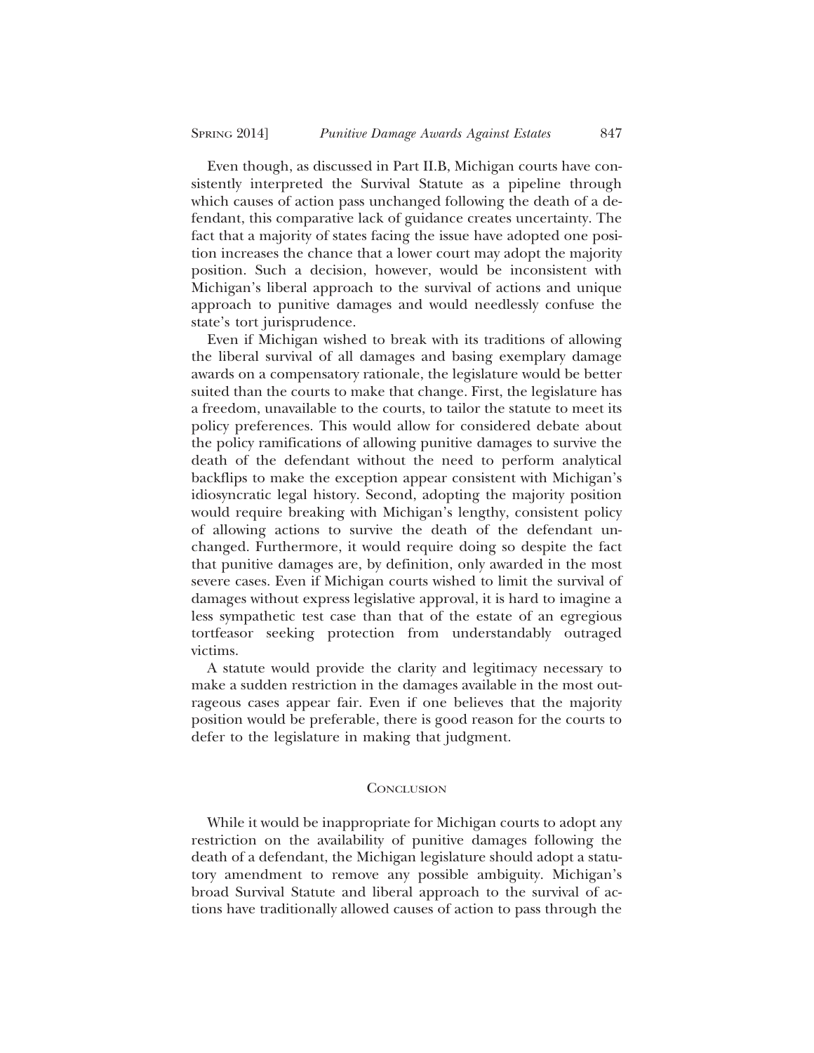Even though, as discussed in Part II.B, Michigan courts have consistently interpreted the Survival Statute as a pipeline through which causes of action pass unchanged following the death of a defendant, this comparative lack of guidance creates uncertainty. The fact that a majority of states facing the issue have adopted one position increases the chance that a lower court may adopt the majority position. Such a decision, however, would be inconsistent with Michigan's liberal approach to the survival of actions and unique approach to punitive damages and would needlessly confuse the state's tort jurisprudence.

Even if Michigan wished to break with its traditions of allowing the liberal survival of all damages and basing exemplary damage awards on a compensatory rationale, the legislature would be better suited than the courts to make that change. First, the legislature has a freedom, unavailable to the courts, to tailor the statute to meet its policy preferences. This would allow for considered debate about the policy ramifications of allowing punitive damages to survive the death of the defendant without the need to perform analytical backflips to make the exception appear consistent with Michigan's idiosyncratic legal history. Second, adopting the majority position would require breaking with Michigan's lengthy, consistent policy of allowing actions to survive the death of the defendant unchanged. Furthermore, it would require doing so despite the fact that punitive damages are, by definition, only awarded in the most severe cases. Even if Michigan courts wished to limit the survival of damages without express legislative approval, it is hard to imagine a less sympathetic test case than that of the estate of an egregious tortfeasor seeking protection from understandably outraged victims.

A statute would provide the clarity and legitimacy necessary to make a sudden restriction in the damages available in the most outrageous cases appear fair. Even if one believes that the majority position would be preferable, there is good reason for the courts to defer to the legislature in making that judgment.

## Conclusion

While it would be inappropriate for Michigan courts to adopt any restriction on the availability of punitive damages following the death of a defendant, the Michigan legislature should adopt a statutory amendment to remove any possible ambiguity. Michigan's broad Survival Statute and liberal approach to the survival of actions have traditionally allowed causes of action to pass through the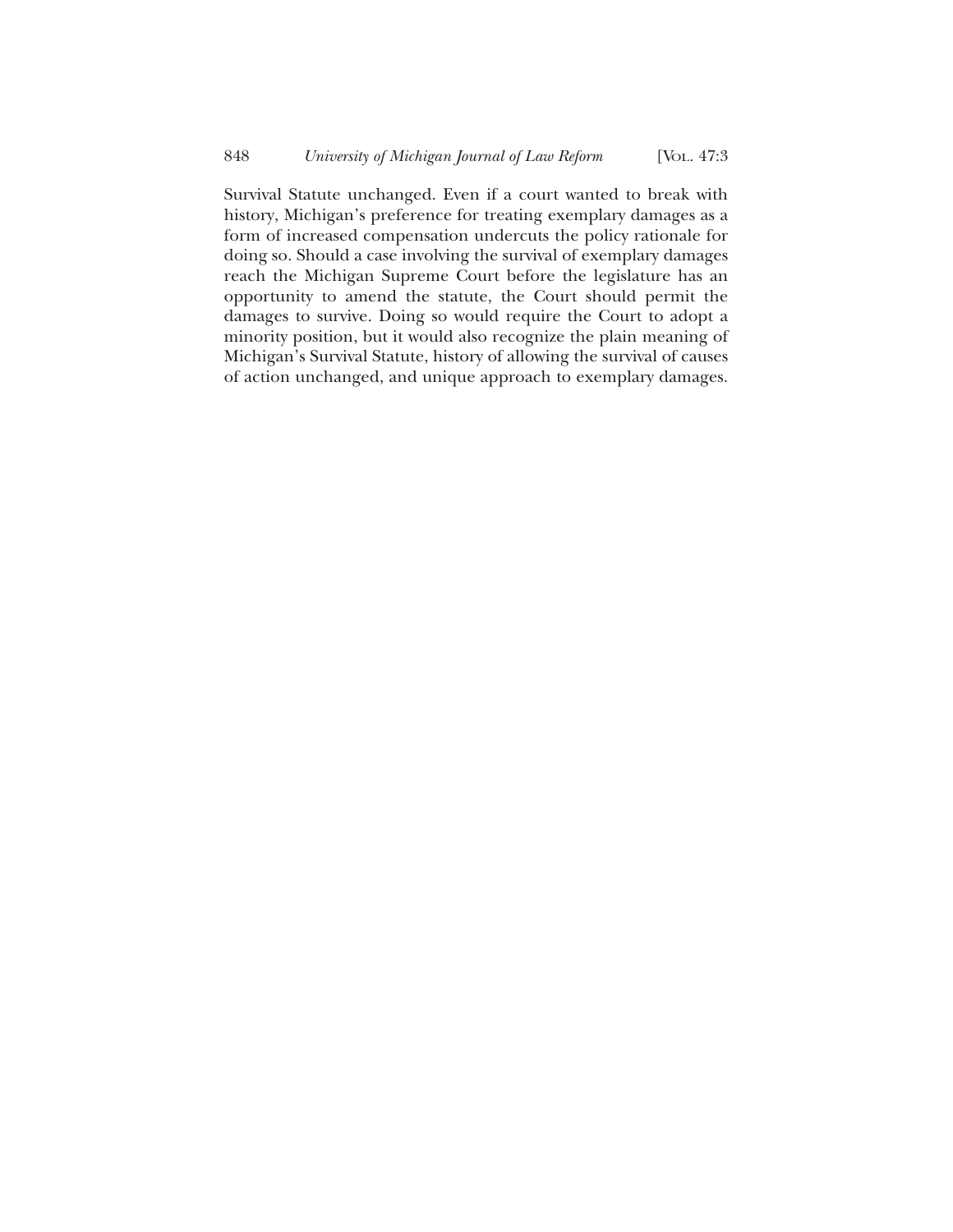Survival Statute unchanged. Even if a court wanted to break with history, Michigan's preference for treating exemplary damages as a form of increased compensation undercuts the policy rationale for doing so. Should a case involving the survival of exemplary damages reach the Michigan Supreme Court before the legislature has an opportunity to amend the statute, the Court should permit the damages to survive. Doing so would require the Court to adopt a minority position, but it would also recognize the plain meaning of Michigan's Survival Statute, history of allowing the survival of causes of action unchanged, and unique approach to exemplary damages.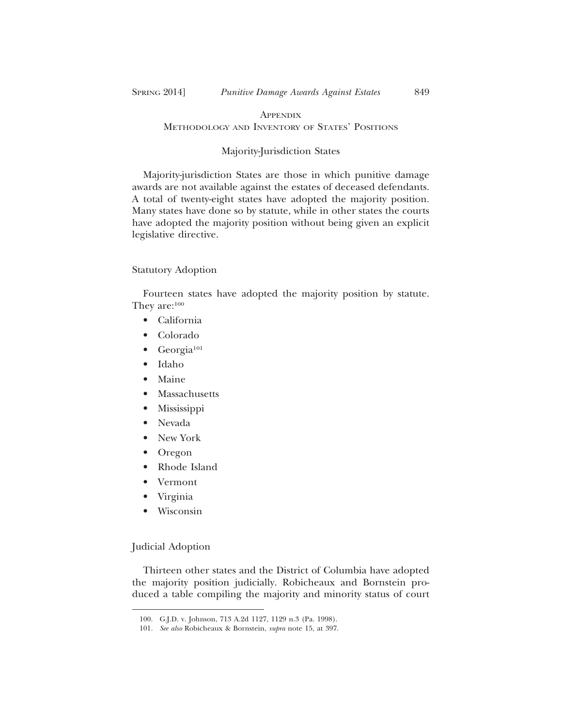## Appendix

### Methodology and Inventory of States' Positions

#### Majority-Jurisdiction States

Majority-jurisdiction States are those in which punitive damage awards are not available against the estates of deceased defendants. A total of twenty-eight states have adopted the majority position. Many states have done so by statute, while in other states the courts have adopted the majority position without being given an explicit legislative directive.

##### Statutory Adoption

Fourteen states have adopted the majority position by statute. They are:[100]

- California
- Colorado
- Georgia[101]
- Idaho
- Maine
- Massachusetts
- Mississippi
- Nevada
- New York
- Oregon
- Rhode Island
- Vermont
- Virginia
- Wisconsin

##### Judicial Adoption

Thirteen other states and the District of Columbia have adopted the majority position judicially. Robicheaux and Bornstein produced a table compiling the majority and minority status of court

---

100. G.J.D. v. Johnson, 713 A.2d 1127, 1129 n.3 (Pa. 1998).

101. *See also* Robicheaux & Bornstein, *supra* note 15, at 397.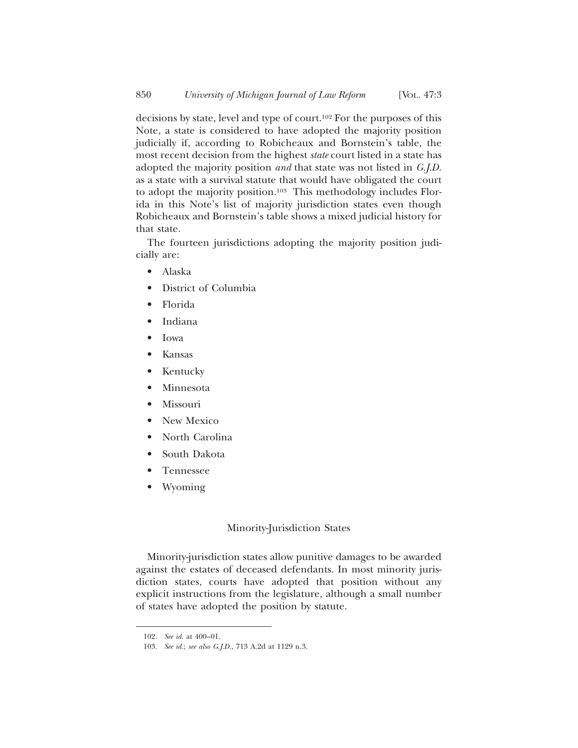decisions by state, level and type of court.[102] For the purposes of this Note, a state is considered to have adopted the majority position judicially if, according to Robicheaux and Bornstein's table, the most recent decision from the highest *state* court listed in a state has adopted the majority position *and* that state was not listed in *G.J.D.* as a state with a survival statute that would have obligated the court to adopt the majority position.[103] This methodology includes Florida in this Note's list of majority jurisdiction states even though Robicheaux and Bornstein's table shows a mixed judicial history for that state.

The fourteen jurisdictions adopting the majority position judicially are:

- Alaska
- District of Columbia
- Florida
- Indiana
- Iowa
- Kansas
- Kentucky
- Minnesota
- Missouri
- New Mexico
- North Carolina
- South Dakota
- Tennessee
- Wyoming

### Minority-Jurisdiction States

Minority-jurisdiction states allow punitive damages to be awarded against the estates of deceased defendants. In most minority jurisdiction states, courts have adopted that position without any explicit instructions from the legislature, although a small number of states have adopted the position by statute.

---

102. *See id.* at 400–01.

103. *See id.*; *see also G.J.D.*, 713 A.2d at 1129 n.3.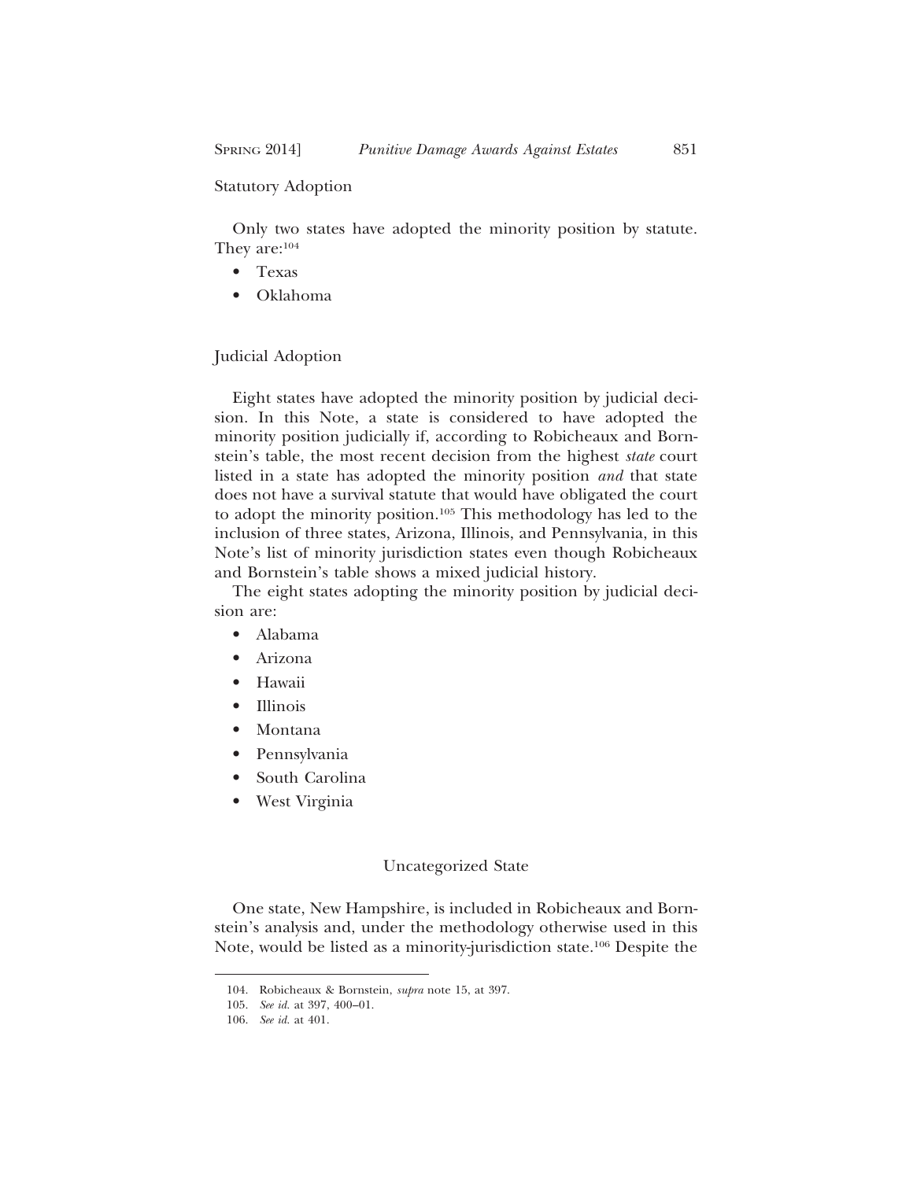### Statutory Adoption

Only two states have adopted the minority position by statute. They are:[104]

- Texas
- Oklahoma

### Judicial Adoption

Eight states have adopted the minority position by judicial decision. In this Note, a state is considered to have adopted the minority position judicially if, according to Robicheaux and Bornstein's table, the most recent decision from the highest *state* court listed in a state has adopted the minority position *and* that state does not have a survival statute that would have obligated the court to adopt the minority position.[105] This methodology has led to the inclusion of three states, Arizona, Illinois, and Pennsylvania, in this Note's list of minority jurisdiction states even though Robicheaux and Bornstein's table shows a mixed judicial history.

The eight states adopting the minority position by judicial decision are:

- Alabama
- Arizona
- Hawaii
- Illinois
- Montana
- Pennsylvania
- South Carolina
- West Virginia

### Uncategorized State

One state, New Hampshire, is included in Robicheaux and Bornstein's analysis and, under the methodology otherwise used in this Note, would be listed as a minority-jurisdiction state.[106] Despite the

---

104. Robicheaux & Bornstein, *supra* note 15, at 397.

105. *See id.* at 397, 400–01.

106. *See id.* at 401.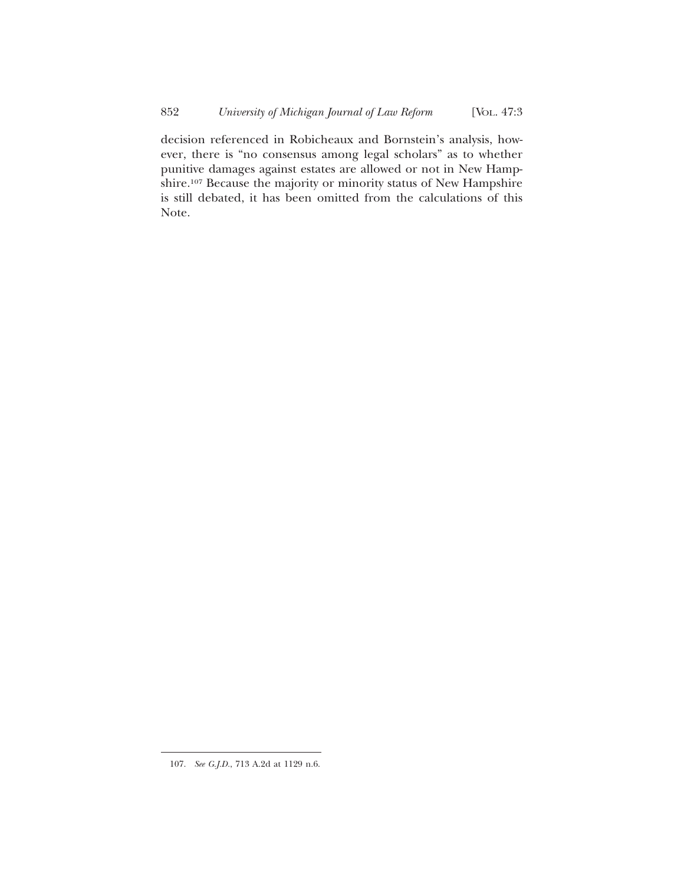decision referenced in Robicheaux and Bornstein's analysis, however, there is "no consensus among legal scholars" as to whether punitive damages against estates are allowed or not in New Hampshire.[107] Because the majority or minority status of New Hampshire is still debated, it has been omitted from the calculations of this Note.

---

107. *See G.J.D.*, 713 A.2d at 1129 n.6.